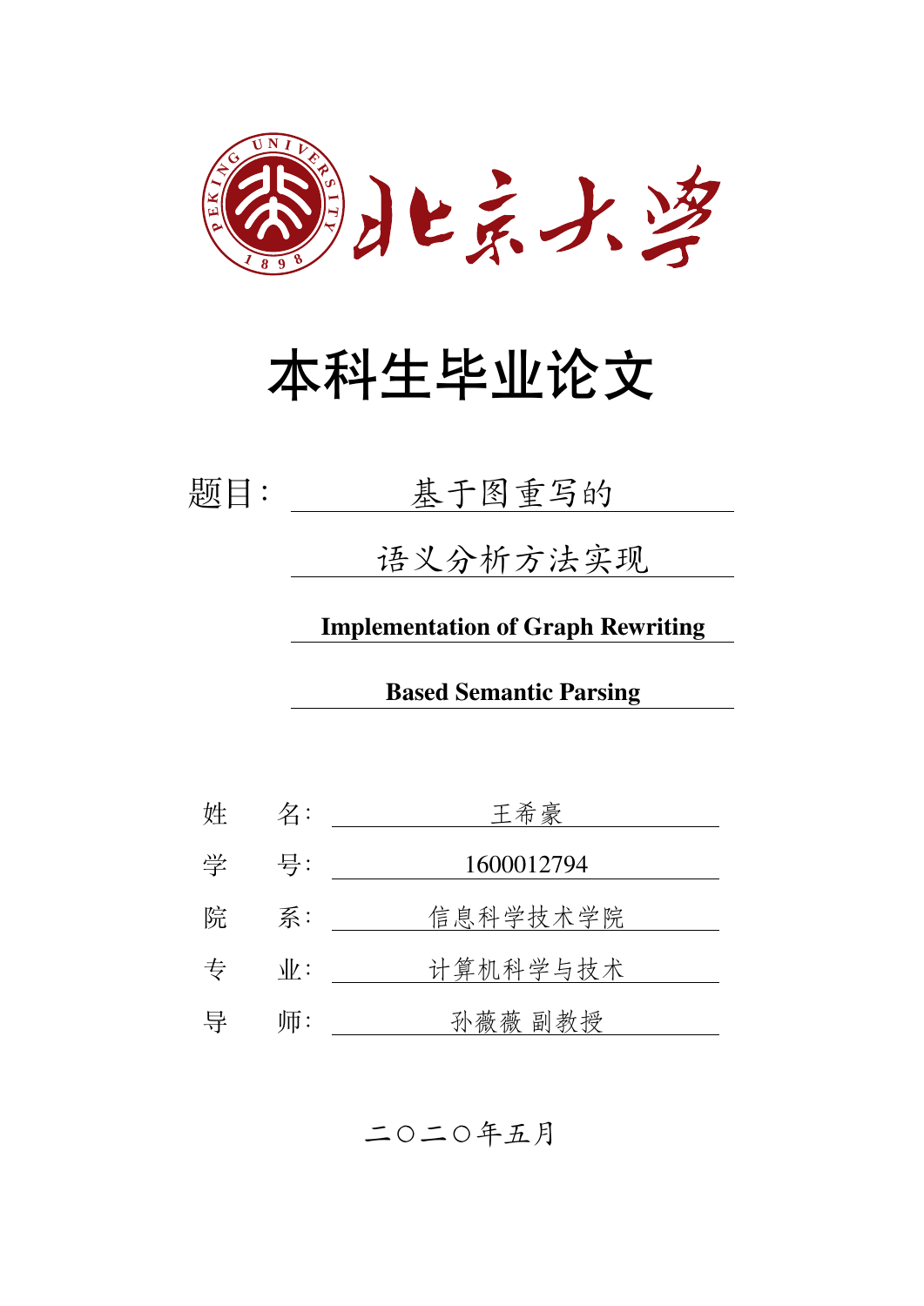北京大学

# 本科生毕业论文

题目： 基于图重写的语义分析方法实现

**Implementation of Graph Rewriting Based Semantic Parsing**

姓　　名： 王希豪

学　　号： 1600012794

院　　系： 信息科学技术学院

专　　业： 计算机科学与技术

导　　师： 孙薇薇 副教授

二〇二〇年五月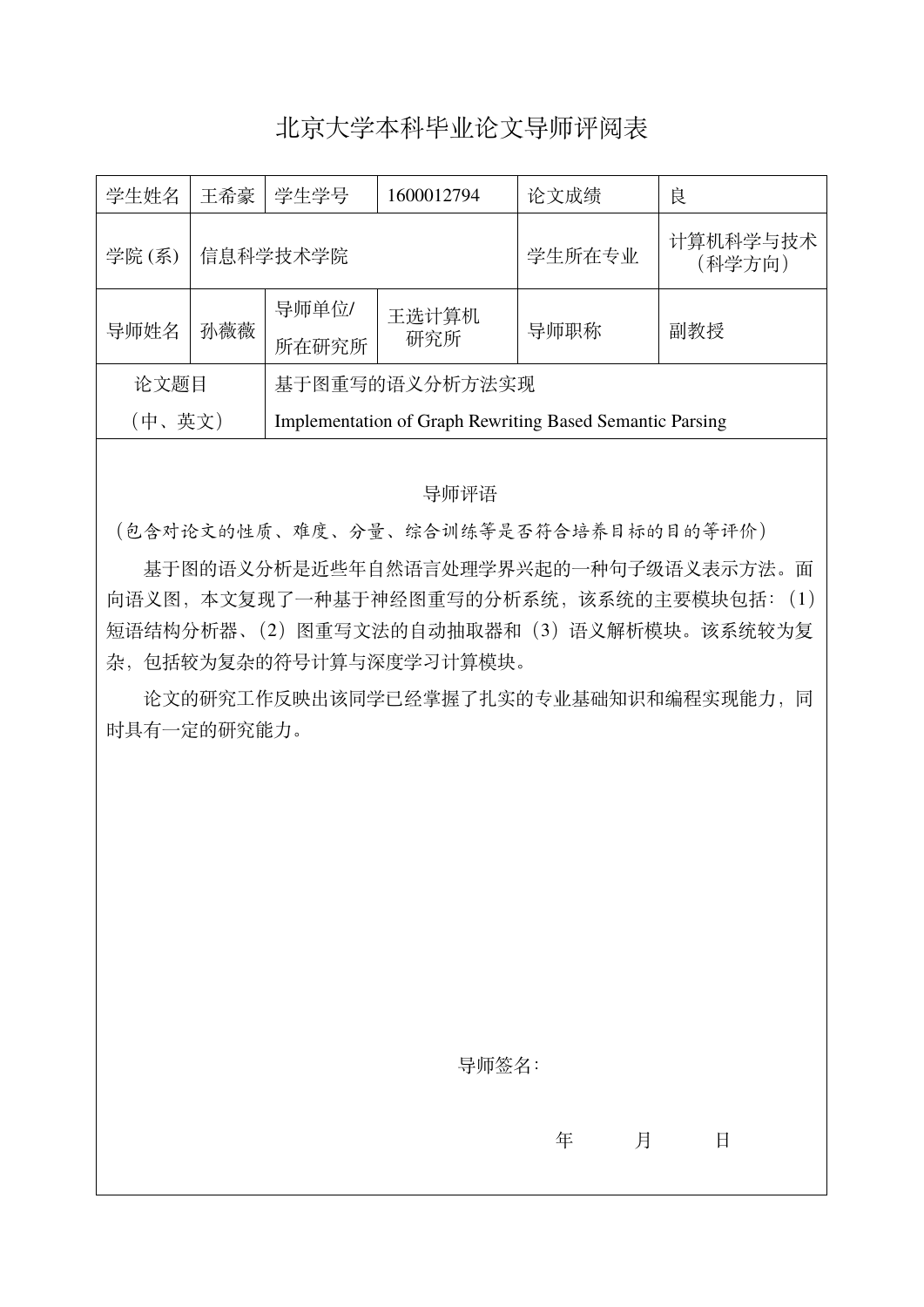# 北京大学本科毕业论文导师评阅表

| 学生姓名 | 王希豪 | 学生学号 | 1600012794 | 论文成绩 | 良 |
| --- | --- | --- | --- | --- | --- |
| 学院 (系) | 信息科学技术学院 | | | 学生所在专业 | 计算机科学与技术（科学方向） |
| 导师姓名 | 孙薇薇 | 导师单位/所在研究所 | 王选计算机研究所 | 导师职称 | 副教授 |
| 论文题目（中、英文） | 基于图重写的语义分析方法实现<br>Implementation of Graph Rewriting Based Semantic Parsing | | | | |

导师评语

（包含对论文的性质、难度、分量、综合训练等是否符合培养目标的目的等评价）

基于图的语义分析是近些年自然语言处理学界兴起的一种句子级语义表示方法。面向语义图，本文复现了一种基于神经图重写的分析系统，该系统的主要模块包括：(1) 短语结构分析器、(2) 图重写文法的自动抽取器和 (3) 语义解析模块。该系统较为复杂，包括较为复杂的符号计算与深度学习计算模块。

论文的研究工作反映出该同学已经掌握了扎实的专业基础知识和编程实现能力，同时具有一定的研究能力。

导师签名：

年　　月　　日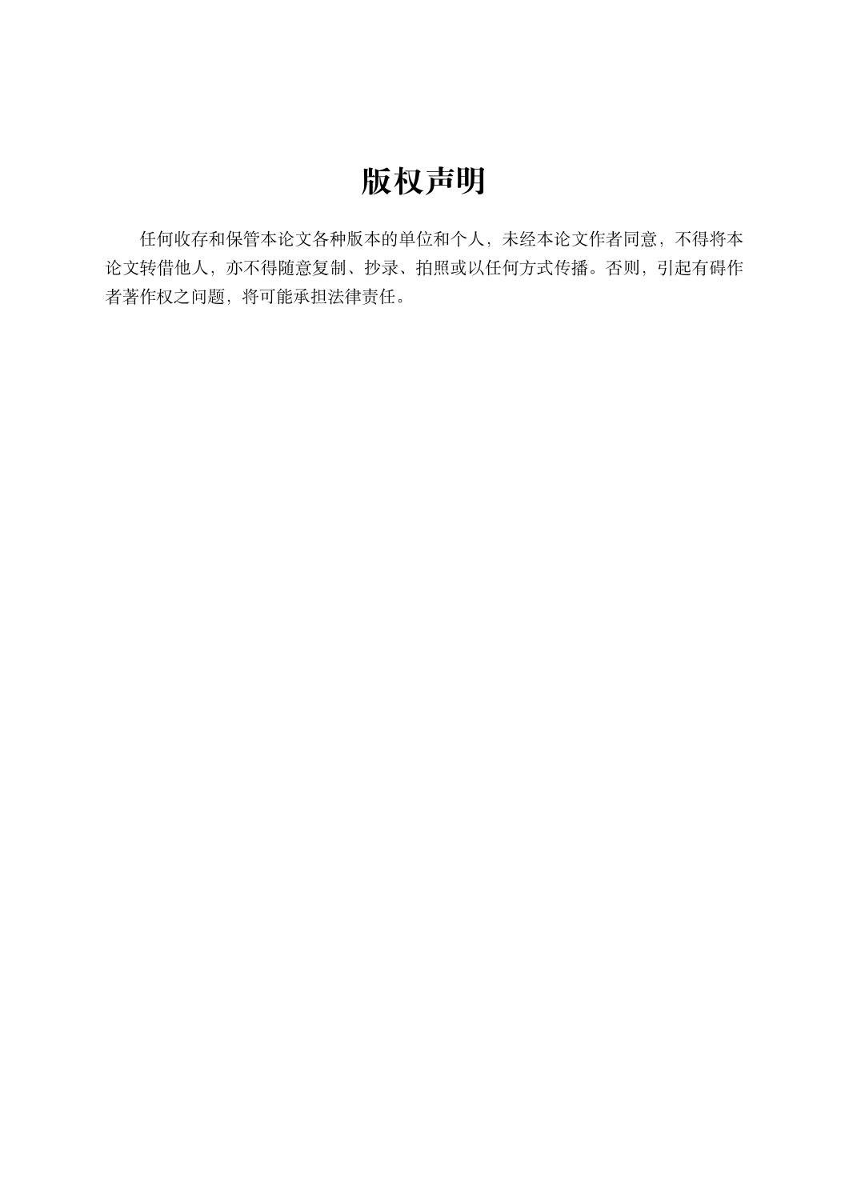# 版权声明

任何收存和保管本论文各种版本的单位和个人，未经本论文作者同意，不得将本论文转借他人，亦不得随意复制、抄录、拍照或以任何方式传播。否则，引起有碍作者著作权之问题，将可能承担法律责任。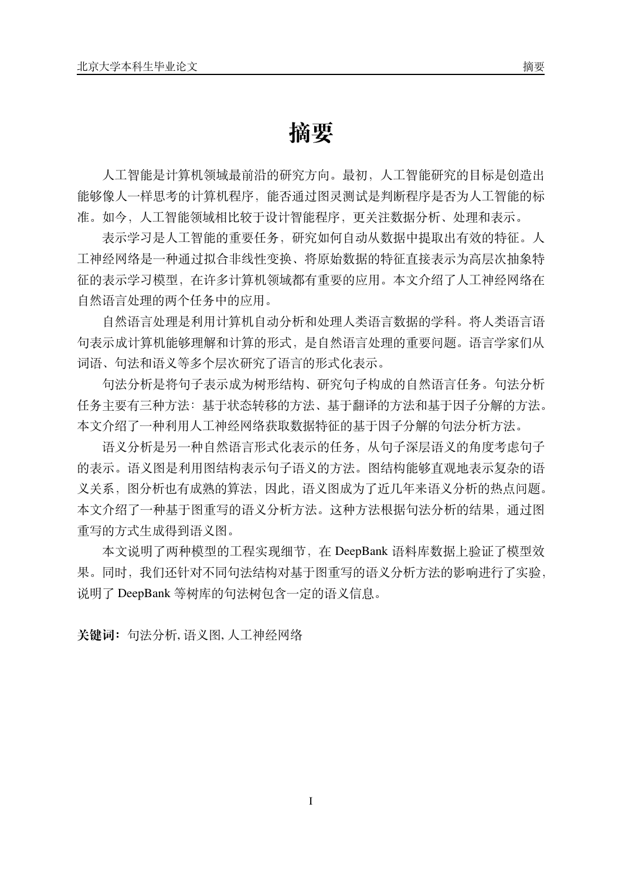# 摘要

人工智能是计算机领域最前沿的研究方向。最初，人工智能研究的目标是创造出能够像人一样思考的计算机程序，能否通过图灵测试是判断程序是否为人工智能的标准。如今，人工智能领域相比较于设计智能程序，更关注数据分析、处理和表示。

表示学习是人工智能的重要任务，研究如何自动从数据中提取出有效的特征。人工神经网络是一种通过拟合非线性变换、将原始数据的特征直接表示为高层次抽象特征的表示学习模型，在许多计算机领域都有重要的应用。本文介绍了人工神经网络在自然语言处理的两个任务中的应用。

自然语言处理是利用计算机自动分析和处理人类语言数据的学科。将人类语言语句表示成计算机能够理解和计算的形式，是自然语言处理的重要问题。语言学家们从词语、句法和语义等多个层次研究了语言的形式化表示。

句法分析是将句子表示成为树形结构、研究句子构成的自然语言任务。句法分析任务主要有三种方法：基于状态转移的方法、基于翻译的方法和基于因子分解的方法。本文介绍了一种利用人工神经网络获取数据特征的基于因子分解的句法分析方法。

语义分析是另一种自然语言形式化表示的任务，从句子深层语义的角度考虑句子的表示。语义图是利用图结构表示句子语义的方法。图结构能够直观地表示复杂的语义关系，图分析也有成熟的算法，因此，语义图成为了近几年来语义分析的热点问题。本文介绍了一种基于图重写的语义分析方法。这种方法根据句法分析的结果，通过图重写的方式生成得到语义图。

本文说明了两种模型的工程实现细节，在 DeepBank 语料库数据上验证了模型效果。同时，我们还针对不同句法结构对基于图重写的语义分析方法的影响进行了实验，说明了 DeepBank 等树库的句法树包含一定的语义信息。

**关键词：** 句法分析, 语义图, 人工神经网络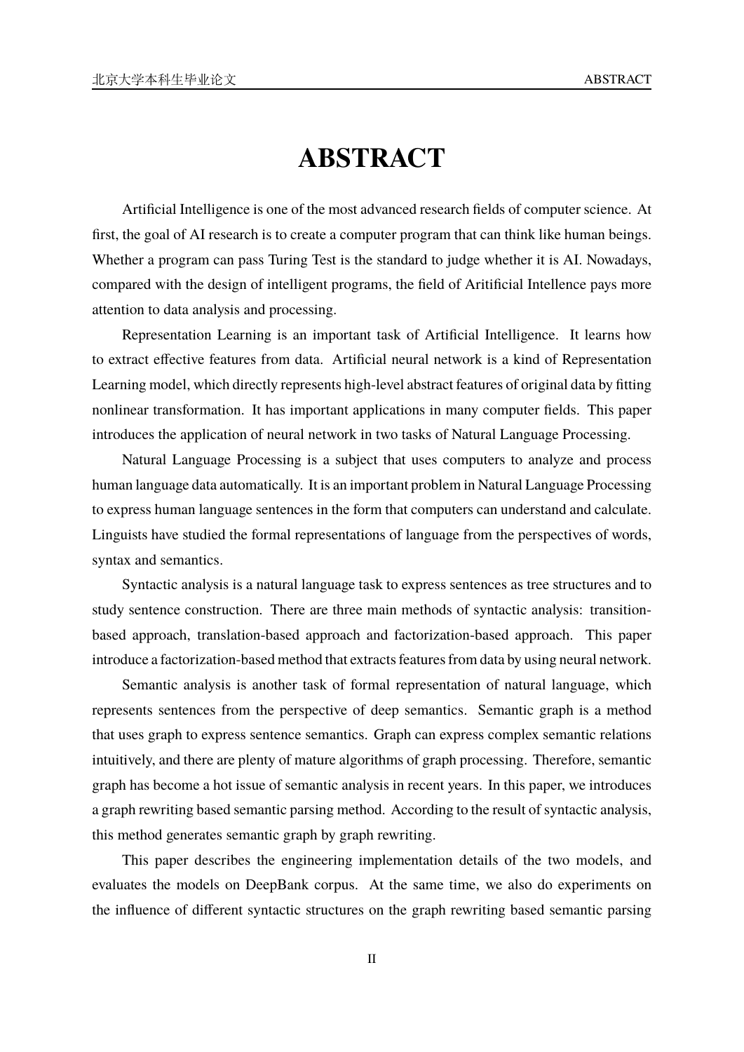# ABSTRACT

Artificial Intelligence is one of the most advanced research fields of computer science. At first, the goal of AI research is to create a computer program that can think like human beings. Whether a program can pass Turing Test is the standard to judge whether it is AI. Nowadays, compared with the design of intelligent programs, the field of Aritificial Intellence pays more attention to data analysis and processing.

Representation Learning is an important task of Artificial Intelligence. It learns how to extract effective features from data. Artificial neural network is a kind of Representation Learning model, which directly represents high-level abstract features of original data by fitting nonlinear transformation. It has important applications in many computer fields. This paper introduces the application of neural network in two tasks of Natural Language Processing.

Natural Language Processing is a subject that uses computers to analyze and process human language data automatically. It is an important problem in Natural Language Processing to express human language sentences in the form that computers can understand and calculate. Linguists have studied the formal representations of language from the perspectives of words, syntax and semantics.

Syntactic analysis is a natural language task to express sentences as tree structures and to study sentence construction. There are three main methods of syntactic analysis: transition-based approach, translation-based approach and factorization-based approach. This paper introduce a factorization-based method that extracts features from data by using neural network.

Semantic analysis is another task of formal representation of natural language, which represents sentences from the perspective of deep semantics. Semantic graph is a method that uses graph to express sentence semantics. Graph can express complex semantic relations intuitively, and there are plenty of mature algorithms of graph processing. Therefore, semantic graph has become a hot issue of semantic analysis in recent years. In this paper, we introduces a graph rewriting based semantic parsing method. According to the result of syntactic analysis, this method generates semantic graph by graph rewriting.

This paper describes the engineering implementation details of the two models, and evaluates the models on DeepBank corpus. At the same time, we also do experiments on the influence of different syntactic structures on the graph rewriting based semantic parsing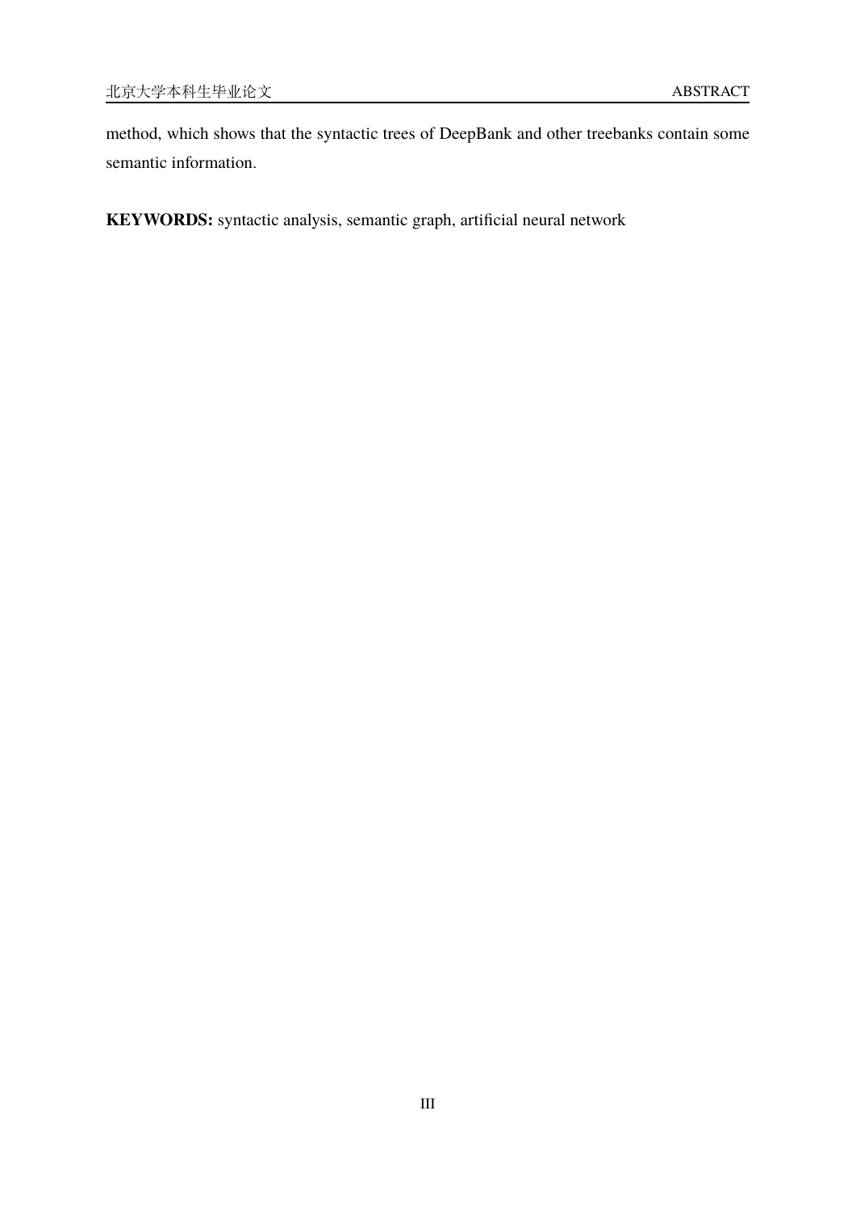method, which shows that the syntactic trees of DeepBank and other treebanks contain some semantic information.

**KEYWORDS:** syntactic analysis, semantic graph, artificial neural network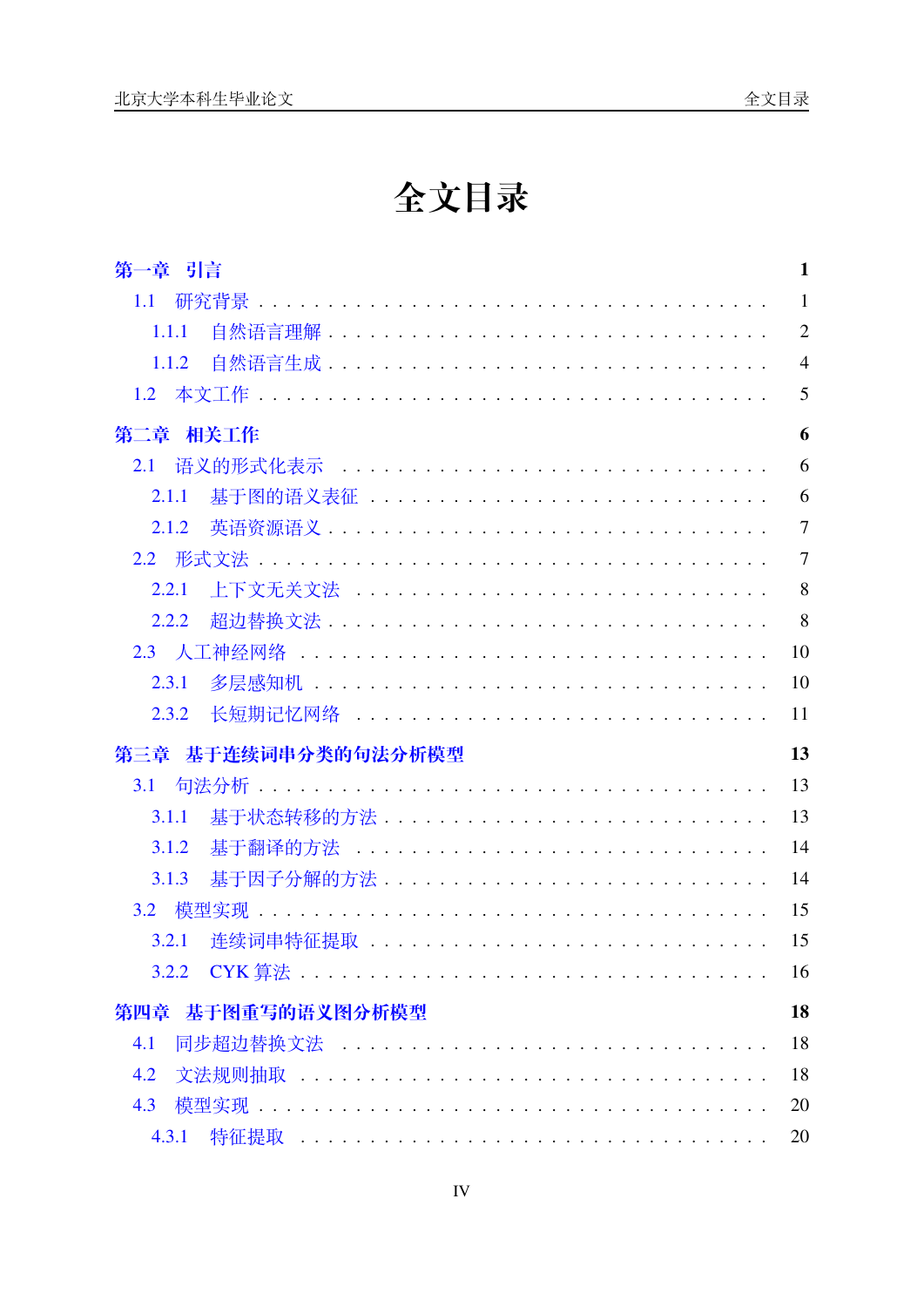# 全文目录

**第一章　引言** **1**

1.1　研究背景 . . . . . . . . . . . . . . . . . . . . . . . . . . . . . . . 1

1.1.1　自然语言理解 . . . . . . . . . . . . . . . . . . . . . . . . . . . 2

1.1.2　自然语言生成 . . . . . . . . . . . . . . . . . . . . . . . . . . . 4

1.2　本文工作 . . . . . . . . . . . . . . . . . . . . . . . . . . . . . . . 5

**第二章　相关工作** **6**

2.1　语义的形式化表示 . . . . . . . . . . . . . . . . . . . . . . . . . . . 6

2.1.1　基于图的语义表征 . . . . . . . . . . . . . . . . . . . . . . . . 6

2.1.2　英语资源语义 . . . . . . . . . . . . . . . . . . . . . . . . . . . 7

2.2　形式文法 . . . . . . . . . . . . . . . . . . . . . . . . . . . . . . . 7

2.2.1　上下文无关文法 . . . . . . . . . . . . . . . . . . . . . . . . . 8

2.2.2　超边替换文法 . . . . . . . . . . . . . . . . . . . . . . . . . . . 8

2.3　人工神经网络 . . . . . . . . . . . . . . . . . . . . . . . . . . . . . 10

2.3.1　多层感知机 . . . . . . . . . . . . . . . . . . . . . . . . . . . . 10

2.3.2　长短期记忆网络 . . . . . . . . . . . . . . . . . . . . . . . . . 11

**第三章　基于连续词串分类的句法分析模型** **13**

3.1　句法分析 . . . . . . . . . . . . . . . . . . . . . . . . . . . . . . . 13

3.1.1　基于状态转移的方法 . . . . . . . . . . . . . . . . . . . . . . . 13

3.1.2　基于翻译的方法 . . . . . . . . . . . . . . . . . . . . . . . . . 14

3.1.3　基于因子分解的方法 . . . . . . . . . . . . . . . . . . . . . . . 14

3.2　模型实现 . . . . . . . . . . . . . . . . . . . . . . . . . . . . . . . 15

3.2.1　连续词串特征提取 . . . . . . . . . . . . . . . . . . . . . . . . 15

3.2.2　CYK 算法 . . . . . . . . . . . . . . . . . . . . . . . . . . . . . 16

**第四章　基于图重写的语义图分析模型** **18**

4.1　同步超边替换文法 . . . . . . . . . . . . . . . . . . . . . . . . . . . 18

4.2　文法规则抽取 . . . . . . . . . . . . . . . . . . . . . . . . . . . . . 18

4.3　模型实现 . . . . . . . . . . . . . . . . . . . . . . . . . . . . . . . 20

4.3.1　特征提取 . . . . . . . . . . . . . . . . . . . . . . . . . . . . . 20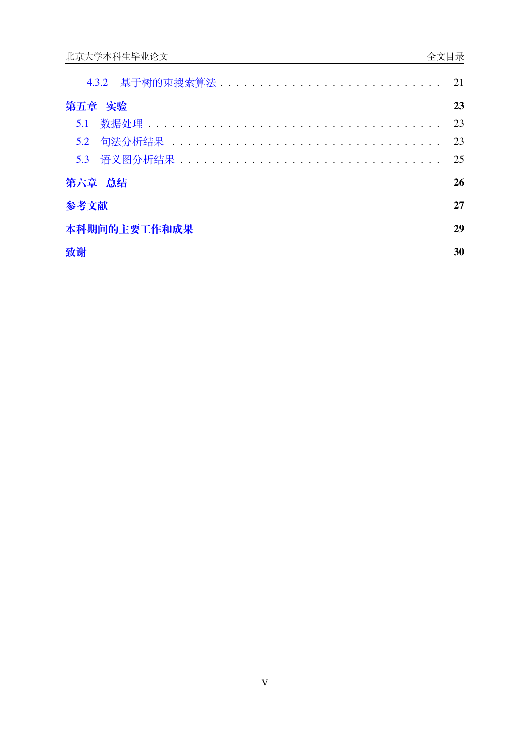4.3.2 基于树的束搜索算法 . . . . . . . . . . . . . . . . . . . . . . . . . . . . 21

**第五章 实验** **23**

5.1 数据处理 . . . . . . . . . . . . . . . . . . . . . . . . . . . . . . . . . . . 23

5.2 句法分析结果 . . . . . . . . . . . . . . . . . . . . . . . . . . . . . . . . 23

5.3 语义图分析结果 . . . . . . . . . . . . . . . . . . . . . . . . . . . . . . . 25

**第六章 总结** **26**

**参考文献** **27**

**本科期间的主要工作和成果** **29**

**致谢** **30**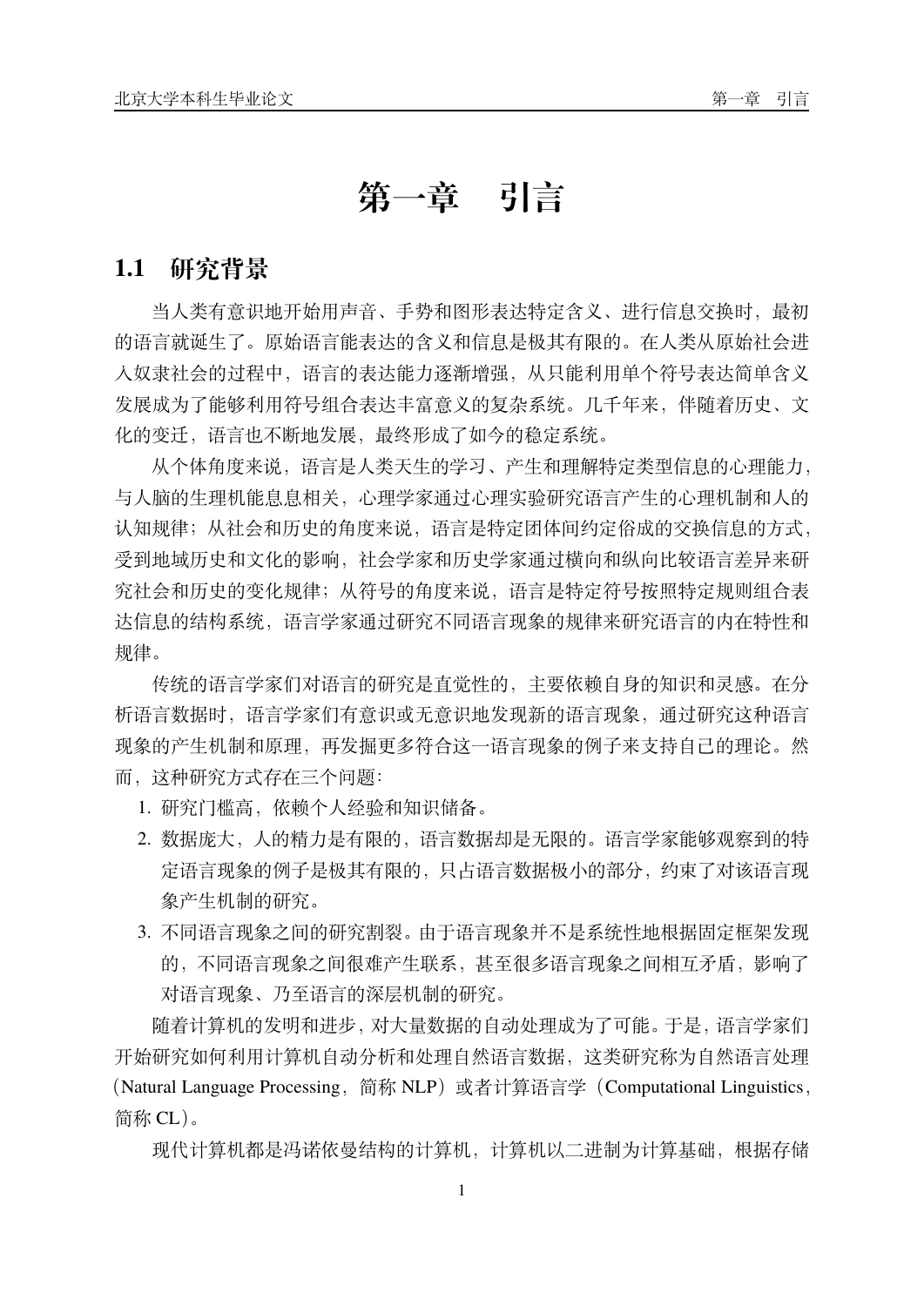# 第一章　引言

## 1.1　研究背景

当人类有意识地开始用声音、手势和图形表达特定含义、进行信息交换时，最初的语言就诞生了。原始语言能表达的含义和信息是极其有限的。在人类从原始社会进入奴隶社会的过程中，语言的表达能力逐渐增强，从只能利用单个符号表达简单含义发展成为了能够利用符号组合表达丰富意义的复杂系统。几千年来，伴随着历史、文化的变迁，语言也不断地发展，最终形成了如今的稳定系统。

从个体角度来说，语言是人类天生的学习、产生和理解特定类型信息的心理能力，与人脑的生理机能息息相关，心理学家通过心理实验研究语言产生的心理机制和人的认知规律；从社会和历史的角度来说，语言是特定团体间约定俗成的交换信息的方式，受到地域历史和文化的影响，社会学家和历史学家通过横向和纵向比较语言差异来研究社会和历史的变化规律；从符号的角度来说，语言是特定符号按照特定规则组合表达信息的结构系统，语言学家通过研究不同语言现象的规律来研究语言的内在特性和规律。

传统的语言学家们对语言的研究是直觉性的，主要依赖自身的知识和灵感。在分析语言数据时，语言学家们有意识或无意识地发现新的语言现象，通过研究这种语言现象的产生机制和原理，再发掘更多符合这一语言现象的例子来支持自己的理论。然而，这种研究方式存在三个问题：

1. 研究门槛高，依赖个人经验和知识储备。
2. 数据庞大，人的精力是有限的，语言数据却是无限的。语言学家能够观察到的特定语言现象的例子是极其有限的，只占语言数据极小的部分，约束了对该语言现象产生机制的研究。
3. 不同语言现象之间的研究割裂。由于语言现象并不是系统性地根据固定框架发现的，不同语言现象之间很难产生联系，甚至很多语言现象之间相互矛盾，影响了对语言现象、乃至语言的深层机制的研究。

随着计算机的发明和进步，对大量数据的自动处理成为了可能。于是，语言学家们开始研究如何利用计算机自动分析和处理自然语言数据，这类研究称为自然语言处理（Natural Language Processing，简称 NLP）或者计算语言学（Computational Linguistics，简称 CL）。

现代计算机都是冯诺依曼结构的计算机，计算机以二进制为计算基础，根据存储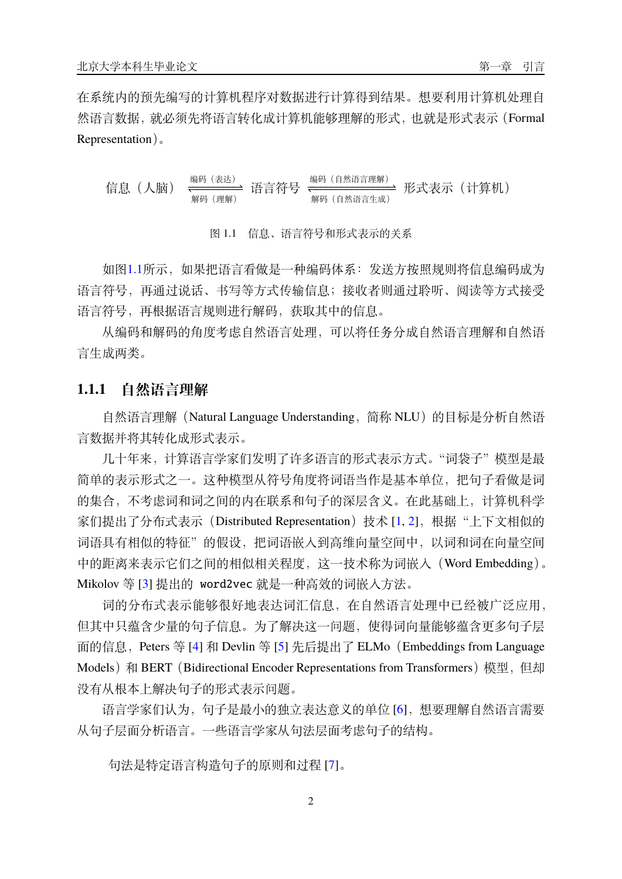在系统内的预先编写的计算机程序对数据进行计算得到结果。想要利用计算机处理自然语言数据，就必须先将语言转化成计算机能够理解的形式，也就是形式表示（Formal Representation）。

$$\text{信息（人脑）} \xrightleftharpoons[\text{解码（理解）}]{\text{编码（表达）}} \text{语言符号} \xrightleftharpoons[\text{解码（自然语言生成）}]{\text{编码（自然语言理解）}} \text{形式表示（计算机）}$$

图 1.1　信息、语言符号和形式表示的关系

如图1.1所示，如果把语言看做是一种编码体系：发送方按照规则将信息编码成为语言符号，再通过说话、书写等方式传输信息；接收者则通过聆听、阅读等方式接受语言符号，再根据语言规则进行解码，获取其中的信息。

从编码和解码的角度考虑自然语言处理，可以将任务分成自然语言理解和自然语言生成两类。

### 1.1.1　自然语言理解

自然语言理解（Natural Language Understanding，简称 NLU）的目标是分析自然语言数据并将其转化成形式表示。

几十年来，计算语言学家们发明了许多语言的形式表示方式。“词袋子”模型是最简单的表示形式之一。这种模型从符号角度将词语当作是基本单位，把句子看做是词的集合，不考虑词和词之间的内在联系和句子的深层含义。在此基础上，计算机科学家们提出了分布式表示（Distributed Representation）技术 [1, 2]，根据“上下文相似的词语具有相似的特征”的假设，把词语嵌入到高维向量空间中，以词和词在向量空间中的距离来表示它们之间的相似相关程度，这一技术称为词嵌入（Word Embedding）。Mikolov 等 [3] 提出的 `word2vec` 就是一种高效的词嵌入方法。

词的分布式表示能够很好地表达词汇信息，在自然语言处理中已经被广泛应用，但其中只蕴含少量的句子信息。为了解决这一问题，使得词向量能够蕴含更多句子层面的信息，Peters 等 [4] 和 Devlin 等 [5] 先后提出了 ELMo（Embeddings from Language Models）和 BERT（Bidirectional Encoder Representations from Transformers）模型，但却没有从根本上解决句子的形式表示问题。

语言学家们认为，句子是最小的独立表达意义的单位 [6]，想要理解自然语言需要从句子层面分析语言。一些语言学家从句法层面考虑句子的结构。

句法是特定语言构造句子的原则和过程 [7]。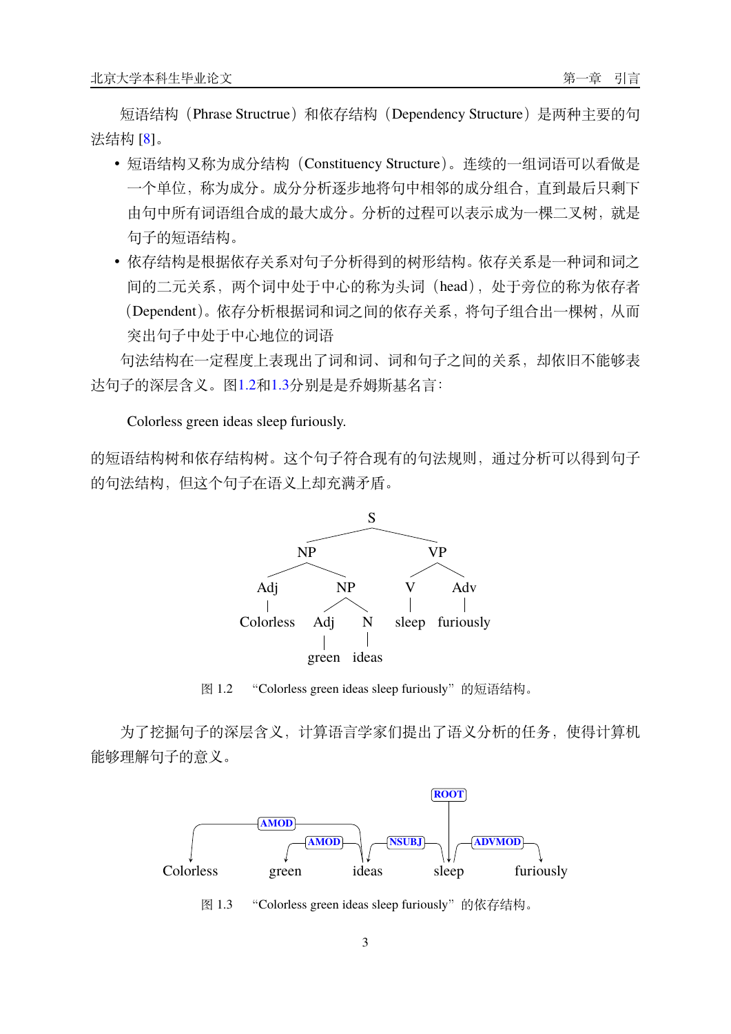短语结构（Phrase Structrue）和依存结构（Dependency Structure）是两种主要的句法结构 [8]。

- 短语结构又称为成分结构（Constituency Structure）。连续的一组词语可以看做是一个单位，称为成分。成分分析逐步地将句中相邻的成分组合，直到最后只剩下由句中所有词语组合成的最大成分。分析的过程可以表示成为一棵二叉树，就是句子的短语结构。
- 依存结构是根据依存关系对句子分析得到的树形结构。依存关系是一种词和词之间的二元关系，两个词中处于中心的称为头词（head），处于旁位的称为依存者（Dependent）。依存分析根据词和词之间的依存关系，将句子组合出一棵树，从而突出句子中处于中心地位的词语

句法结构在一定程度上表现出了词和词、词和句子之间的关系，却依旧不能够表达句子的深层含义。图1.2和1.3分别是是乔姆斯基名言：

Colorless green ideas sleep furiously.

的短语结构树和依存结构树。这个句子符合现有的句法规则，通过分析可以得到句子的句法结构，但这个句子在语义上却充满矛盾。

图 1.2 “Colorless green ideas sleep furiously”的短语结构。

为了挖掘句子的深层含义，计算语言学家们提出了语义分析的任务，使得计算机能够理解句子的意义。

图 1.3 “Colorless green ideas sleep furiously”的依存结构。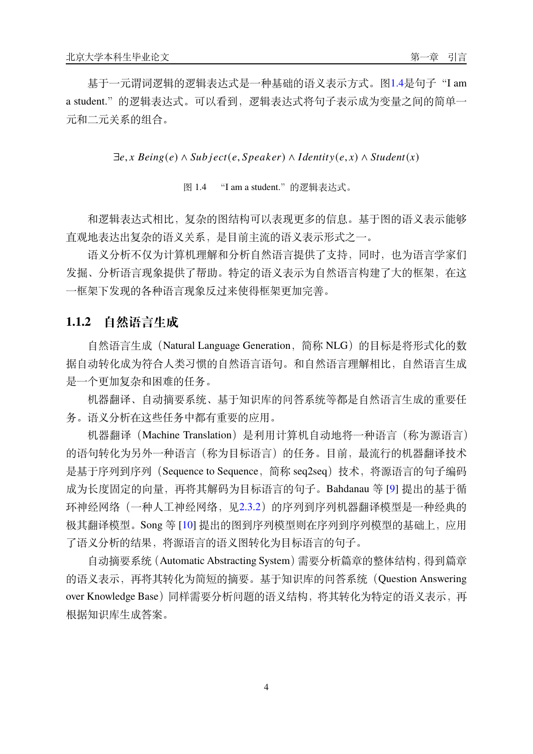基于一元谓词逻辑的逻辑表达式是一种基础的语义表示方式。图1.4是句子“I am a student.”的逻辑表达式。可以看到，逻辑表达式将句子表示成为变量之间的简单一元和二元关系的组合。

$$\exists e, x\ Being(e) \wedge Subject(e, Speaker) \wedge Identity(e, x) \wedge Student(x)$$

图 1.4 “I am a student.”的逻辑表达式。

和逻辑表达式相比，复杂的图结构可以表现更多的信息。基于图的语义表示能够直观地表达出复杂的语义关系，是目前主流的语义表示形式之一。

语义分析不仅为计算机理解和分析自然语言提供了支持，同时，也为语言学家们发掘、分析语言现象提供了帮助。特定的语义表示为自然语言构建了大的框架，在这一框架下发现的各种语言现象反过来使得框架更加完善。

### 1.1.2 自然语言生成

自然语言生成（Natural Language Generation，简称 NLG）的目标是将形式化的数据自动转化成为符合人类习惯的自然语言语句。和自然语言理解相比，自然语言生成是一个更加复杂和困难的任务。

机器翻译、自动摘要系统、基于知识库的问答系统等都是自然语言生成的重要任务。语义分析在这些任务中都有重要的应用。

机器翻译（Machine Translation）是利用计算机自动地将一种语言（称为源语言）的语句转化为另外一种语言（称为目标语言）的任务。目前，最流行的机器翻译技术是基于序列到序列（Sequence to Sequence，简称 seq2seq）技术，将源语言的句子编码成为长度固定的向量，再将其解码为目标语言的句子。Bahdanau 等 [9] 提出的基于循环神经网络（一种人工神经网络，见2.3.2）的序列到序列机器翻译模型是一种经典的极其翻译模型。Song 等 [10] 提出的图到序列模型则在序列到序列模型的基础上，应用了语义分析的结果，将源语言的语义图转化为目标语言的句子。

自动摘要系统（Automatic Abstracting System）需要分析篇章的整体结构，得到篇章的语义表示，再将其转化为简短的摘要。基于知识库的问答系统（Question Answering over Knowledge Base）同样需要分析问题的语义结构，将其转化为特定的语义表示，再根据知识库生成答案。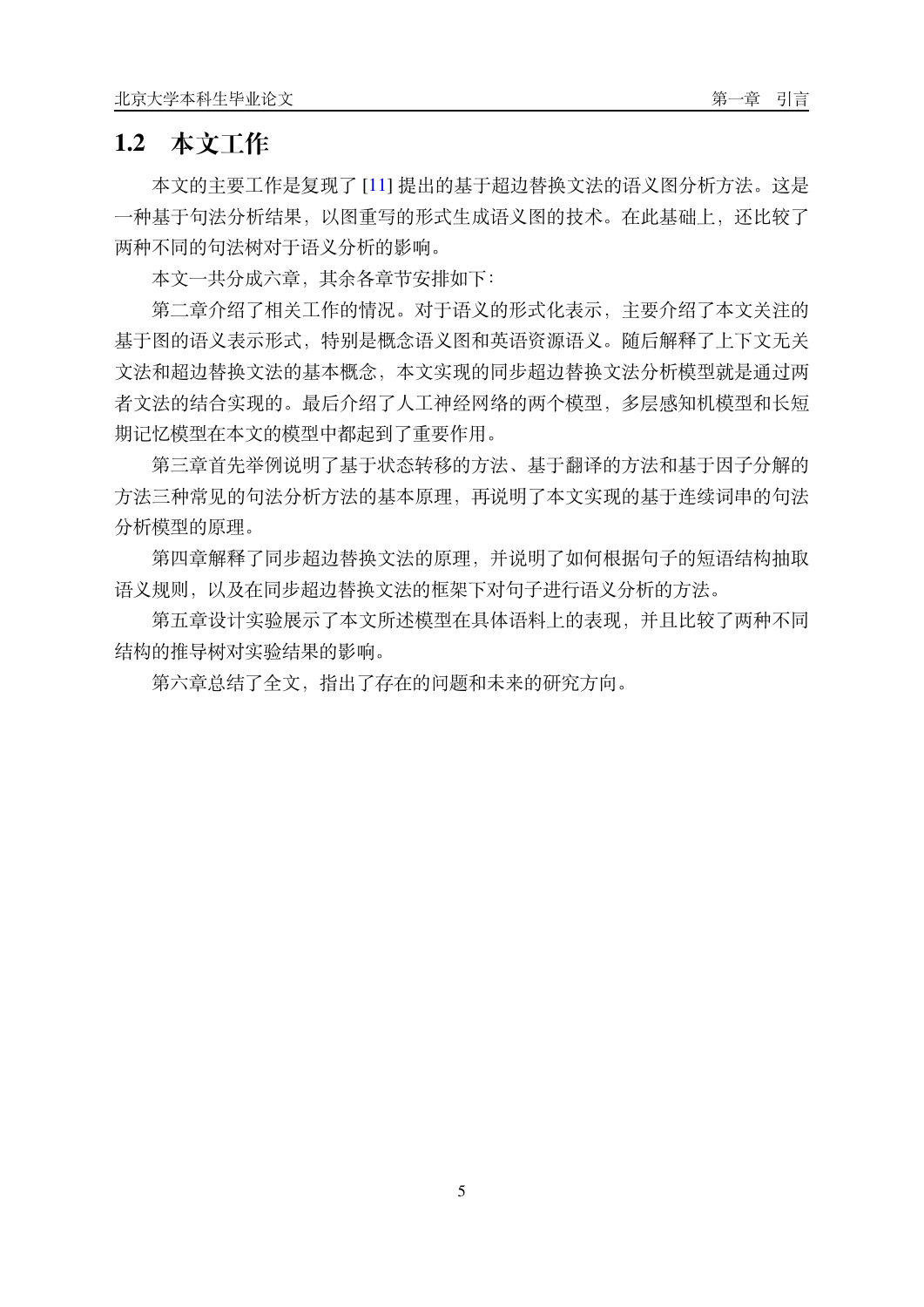## 1.2 本文工作

本文的主要工作是复现了 [11] 提出的基于超边替换文法的语义图分析方法。这是一种基于句法分析结果，以图重写的形式生成语义图的技术。在此基础上，还比较了两种不同的句法树对于语义分析的影响。

本文一共分成六章，其余各章节安排如下：

第二章介绍了相关工作的情况。对于语义的形式化表示，主要介绍了本文关注的基于图的语义表示形式，特别是概念语义图和英语资源语义。随后解释了上下文无关文法和超边替换文法的基本概念，本文实现的同步超边替换文法分析模型就是通过两者文法的结合实现的。最后介绍了人工神经网络的两个模型，多层感知机模型和长短期记忆模型在本文的模型中都起到了重要作用。

第三章首先举例说明了基于状态转移的方法、基于翻译的方法和基于因子分解的方法三种常见的句法分析方法的基本原理，再说明了本文实现的基于连续词串的句法分析模型的原理。

第四章解释了同步超边替换文法的原理，并说明了如何根据句子的短语结构抽取语义规则，以及在同步超边替换文法的框架下对句子进行语义分析的方法。

第五章设计实验展示了本文所述模型在具体语料上的表现，并且比较了两种不同结构的推导树对实验结果的影响。

第六章总结了全文，指出了存在的问题和未来的研究方向。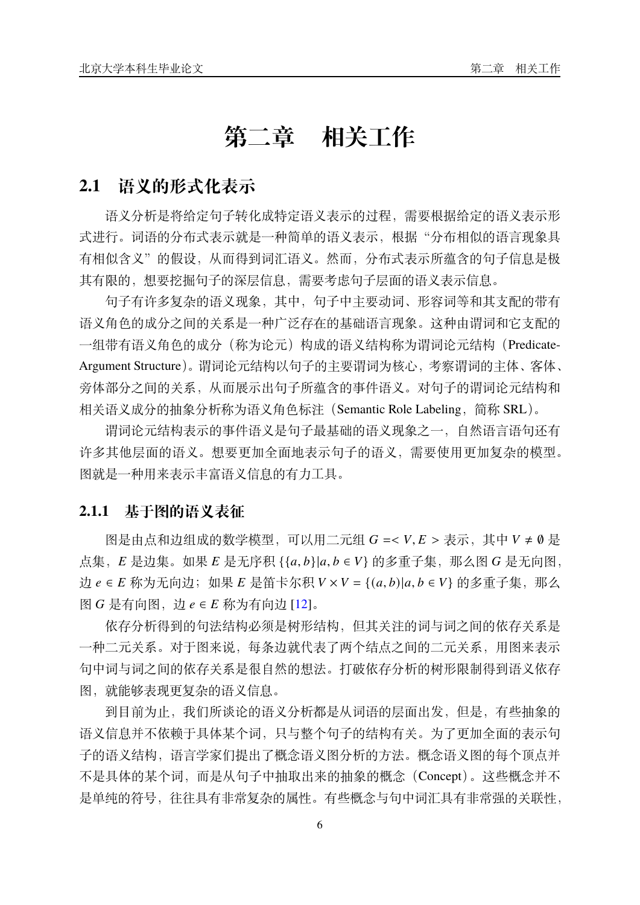# 第二章　相关工作

## 2.1　语义的形式化表示

语义分析是将给定句子转化成特定语义表示的过程，需要根据给定的语义表示形式进行。词语的分布式表示就是一种简单的语义表示，根据“分布相似的语言现象具有相似含义”的假设，从而得到词汇语义。然而，分布式表示所蕴含的句子信息是极其有限的，想要挖掘句子的深层信息，需要考虑句子层面的语义表示信息。

句子有许多复杂的语义现象，其中，句子中主要动词、形容词等和其支配的带有语义角色的成分之间的关系是一种广泛存在的基础语言现象。这种由谓词和它支配的一组带有语义角色的成分（称为论元）构成的语义结构称为谓词论元结构（Predicate-Argument Structure）。谓词论元结构以句子的主要谓词为核心，考察谓词的主体、客体、旁体部分之间的关系，从而展示出句子所蕴含的事件语义。对句子的谓词论元结构和相关语义成分的抽象分析称为语义角色标注（Semantic Role Labeling，简称 SRL）。

谓词论元结构表示的事件语义是句子最基础的语义现象之一，自然语言语句还有许多其他层面的语义。想要更加全面地表示句子的语义，需要使用更加复杂的模型。图就是一种用来表示丰富语义信息的有力工具。

### 2.1.1　基于图的语义表征

图是由点和边组成的数学模型，可以用二元组 $G = <V, E>$ 表示，其中 $V \neq \emptyset$ 是点集，$E$ 是边集。如果 $E$ 是无序积 $\{\{a,b\}|a,b \in V\}$ 的多重子集，那么图 $G$ 是无向图，边 $e \in E$ 称为无向边；如果 $E$ 是笛卡尔积 $V \times V = \{(a,b)|a,b \in V\}$ 的多重子集，那么图 $G$ 是有向图，边 $e \in E$ 称为有向边 [12]。

依存分析得到的句法结构必须是树形结构，但其关注的词与词之间的依存关系是一种二元关系。对于图来说，每条边就代表了两个结点之间的二元关系，用图来表示句中词与词之间的依存关系是很自然的想法。打破依存分析的树形限制得到语义依存图，就能够表现更复杂的语义信息。

到目前为止，我们所谈论的语义分析都是从词语的层面出发，但是，有些抽象的语义信息并不依赖于具体某个词，只与整个句子的结构有关。为了更加全面的表示句子的语义结构，语言学家们提出了概念语义图分析的方法。概念语义图的每个顶点并不是具体的某个词，而是从句子中抽取出来的抽象的概念（Concept）。这些概念并不是单纯的符号，往往具有非常复杂的属性。有些概念与句中词汇具有非常强的关联性，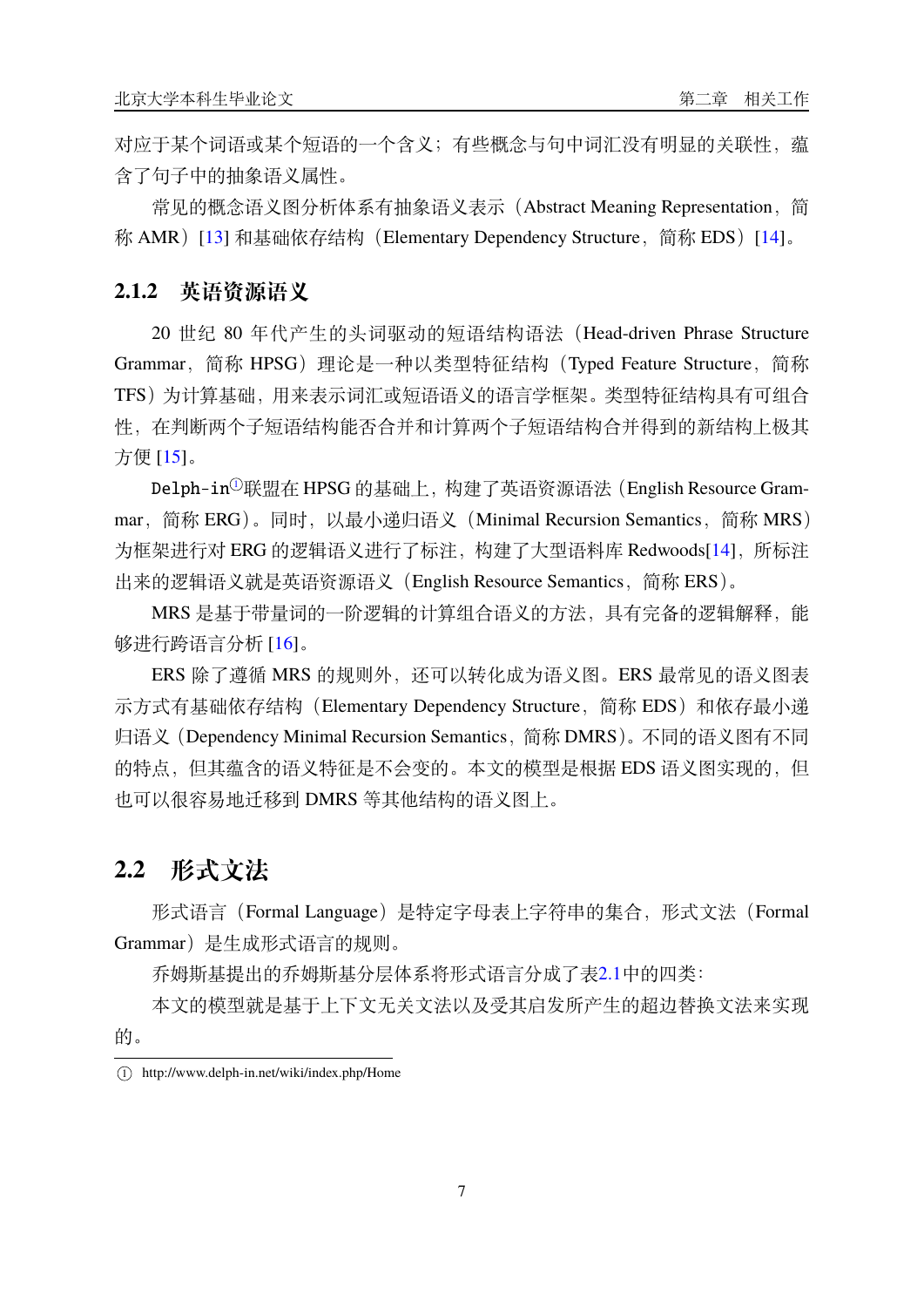对应于某个词语或某个短语的一个含义；有些概念与句中词汇没有明显的关联性，蕴含了句子中的抽象语义属性。

常见的概念语义图分析体系有抽象语义表示（Abstract Meaning Representation，简称 AMR）[13] 和基础依存结构（Elementary Dependency Structure，简称 EDS）[14]。

### 2.1.2 英语资源语义

20 世纪 80 年代产生的头词驱动的短语结构语法（Head-driven Phrase Structure Grammar，简称 HPSG）理论是一种以类型特征结构（Typed Feature Structure，简称 TFS）为计算基础，用来表示词汇或短语语义的语言学框架。类型特征结构具有可组合性，在判断两个子短语结构能否合并和计算两个子短语结构合并得到的新结构上极其方便 [15]。

`Delph-in`[①]联盟在 HPSG 的基础上，构建了英语资源语法（English Resource Grammar，简称 ERG）。同时，以最小递归语义（Minimal Recursion Semantics，简称 MRS）为框架进行对 ERG 的逻辑语义进行了标注，构建了大型语料库 Redwoods[14]，所标注出来的逻辑语义就是英语资源语义（English Resource Semantics，简称 ERS）。

MRS 是基于带量词的一阶逻辑的计算组合语义的方法，具有完备的逻辑解释，能够进行跨语言分析 [16]。

ERS 除了遵循 MRS 的规则外，还可以转化成为语义图。ERS 最常见的语义图表示方式有基础依存结构（Elementary Dependency Structure，简称 EDS）和依存最小递归语义（Dependency Minimal Recursion Semantics，简称 DMRS）。不同的语义图有不同的特点，但其蕴含的语义特征是不会变的。本文的模型是根据 EDS 语义图实现的，但也可以很容易地迁移到 DMRS 等其他结构的语义图上。

## 2.2 形式文法

形式语言（Formal Language）是特定字母表上字符串的集合，形式文法（Formal Grammar）是生成形式语言的规则。

乔姆斯基提出的乔姆斯基分层体系将形式语言分成了表2.1中的四类：

本文的模型就是基于上下文无关文法以及受其启发所产生的超边替换文法来实现的。

---

① http://www.delph-in.net/wiki/index.php/Home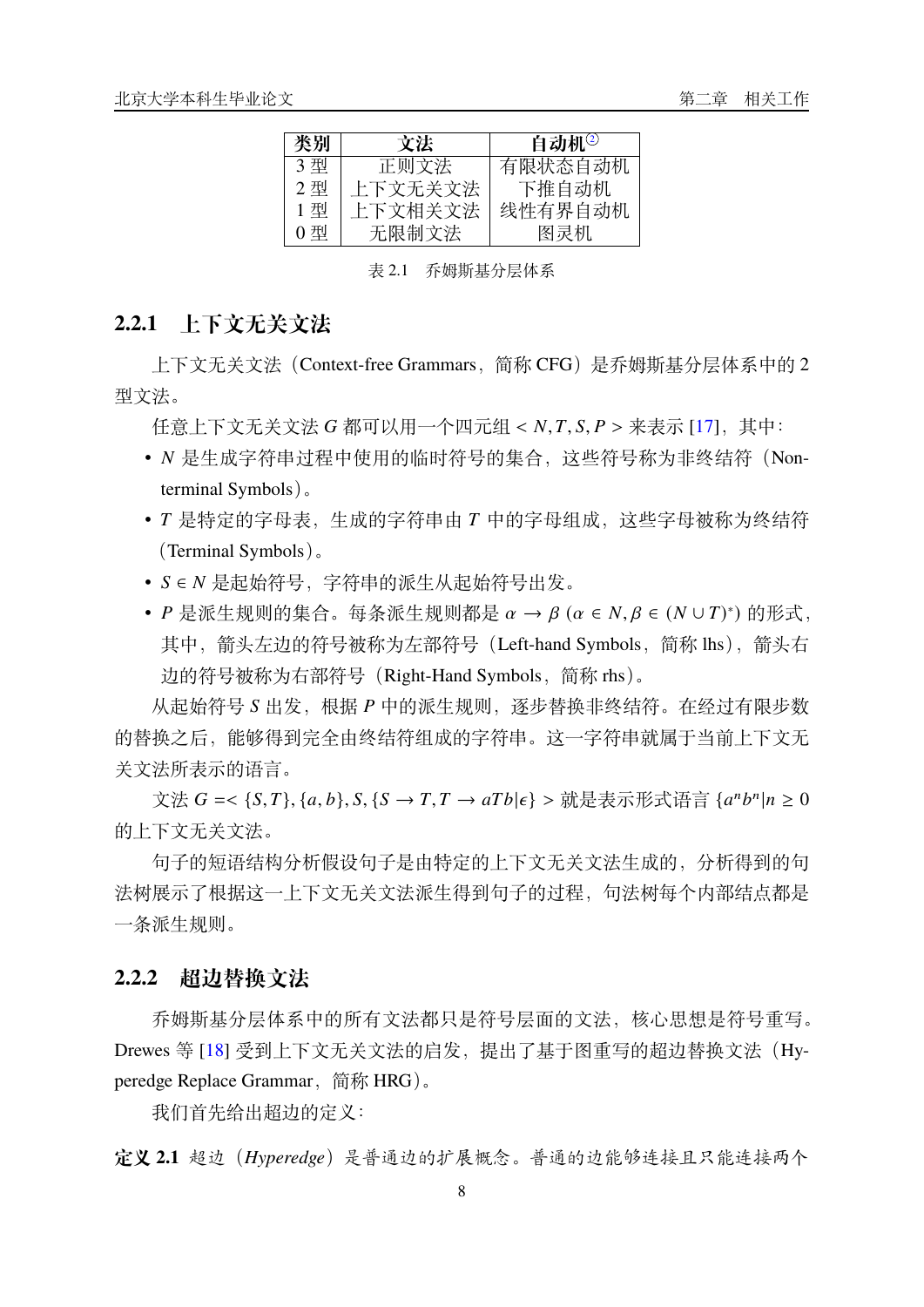| 类别 | 文法 | 自动机② |
| --- | --- | --- |
| 3 型 | 正则文法 | 有限状态自动机 |
| 2 型 | 上下文无关文法 | 下推自动机 |
| 1 型 | 上下文相关文法 | 线性有界自动机 |
| 0 型 | 无限制文法 | 图灵机 |

表 2.1　乔姆斯基分层体系

### 2.2.1　上下文无关文法

上下文无关文法（Context-free Grammars，简称 CFG）是乔姆斯基分层体系中的 2 型文法。

任意上下文无关文法 $G$ 都可以用一个四元组 $< N, T, S, P >$ 来表示 [17]，其中：

- $N$ 是生成字符串过程中使用的临时符号的集合，这些符号称为非终结符（Non-terminal Symbols）。
- $T$ 是特定的字母表，生成的字符串由 $T$ 中的字母组成，这些字母被称为终结符（Terminal Symbols）。
- $S \in N$ 是起始符号，字符串的派生从起始符号出发。
- $P$ 是派生规则的集合。每条派生规则都是 $\alpha \to \beta$ $(\alpha \in N, \beta \in (N \cup T)^*)$ 的形式，其中，箭头左边的符号被称为左部符号（Left-hand Symbols，简称 lhs），箭头右边的符号被称为右部符号（Right-Hand Symbols，简称 rhs）。

从起始符号 $S$ 出发，根据 $P$ 中的派生规则，逐步替换非终结符。在经过有限步数的替换之后，能够得到完全由终结符组成的字符串。这一字符串就属于当前上下文无关文法所表示的语言。

文法 $G =< \{S, T\}, \{a, b\}, S, \{S \to T, T \to aTb|\epsilon\} >$ 就是表示形式语言 $\{a^n b^n | n \geq 0$ 的上下文无关文法。

句子的短语结构分析假设句子是由特定的上下文无关文法生成的，分析得到的句法树展示了根据这一上下文无关文法派生得到句子的过程，句法树每个内部结点都是一条派生规则。

### 2.2.2　超边替换文法

乔姆斯基分层体系中的所有文法都只是符号层面的文法，核心思想是符号重写。Drewes 等 [18] 受到上下文无关文法的启发，提出了基于图重写的超边替换文法（Hyperedge Replace Grammar，简称 HRG）。

我们首先给出超边的定义：

**定义 2.1** 超边（*Hyperedge*）是普通边的扩展概念。普通的边能够连接且只能连接两个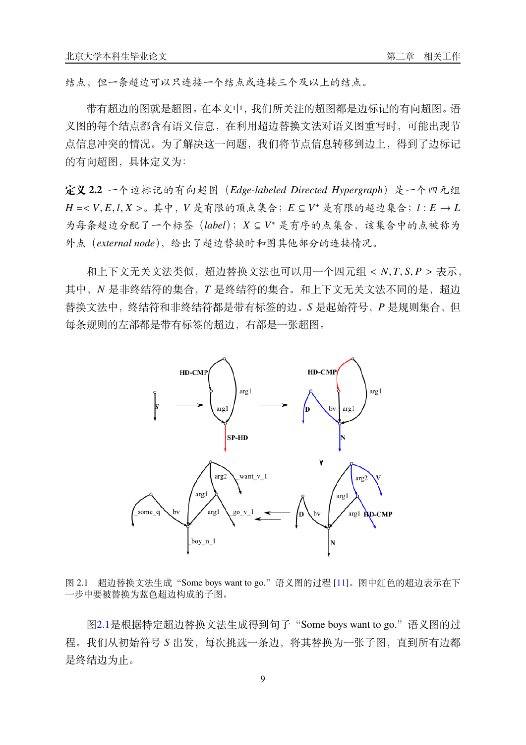结点，但一条超边可以只连接一个结点或连接三个及以上的结点。

带有超边的图就是超图。在本文中，我们所关注的超图都是边标记的有向超图。语义图的每个结点都含有语义信息，在利用超边替换文法对语义图重写时，可能出现节点信息冲突的情况。为了解决这一问题，我们将节点信息转移到边上，得到了边标记的有向超图，具体定义为：

**定义 2.2** 一个边标记的有向超图（*Edge-labeled Directed Hypergraph*）是一个四元组 $H=<V,E,l,X>$。其中，$V$ 是有限的顶点集合；$E\subseteq V^{+}$ 是有限的超边集合；$l:E\rightarrow L$ 为每条超边分配了一个标签（*label*）；$X\subseteq V^{*}$ 是有序的点集合，该集合中的点被称为外点（*external node*），给出了超边替换时和图其他部分的连接情况。

和上下文无关文法类似，超边替换文法也可以用一个四元组 $<N,T,S,P>$ 表示，其中，$N$ 是非终结符的集合，$T$ 是终结符的集合。和上下文无关文法不同的是，超边替换文法中，终结符和非终结符都是带有标签的边。$S$ 是起始符号，$P$ 是规则集合，但每条规则的左部都是带有标签的超边，右部是一张超图。

图 2.1 超边替换文法生成“Some boys want to go.”语义图的过程 [11]。图中红色的超边表示在下一步中要被替换为蓝色超边构成的子图。

图2.1是根据特定超边替换文法生成得到句子“Some boys want to go.”语义图的过程。我们从初始符号 $S$ 出发，每次挑选一条边，将其替换为一张子图，直到所有边都是终结边为止。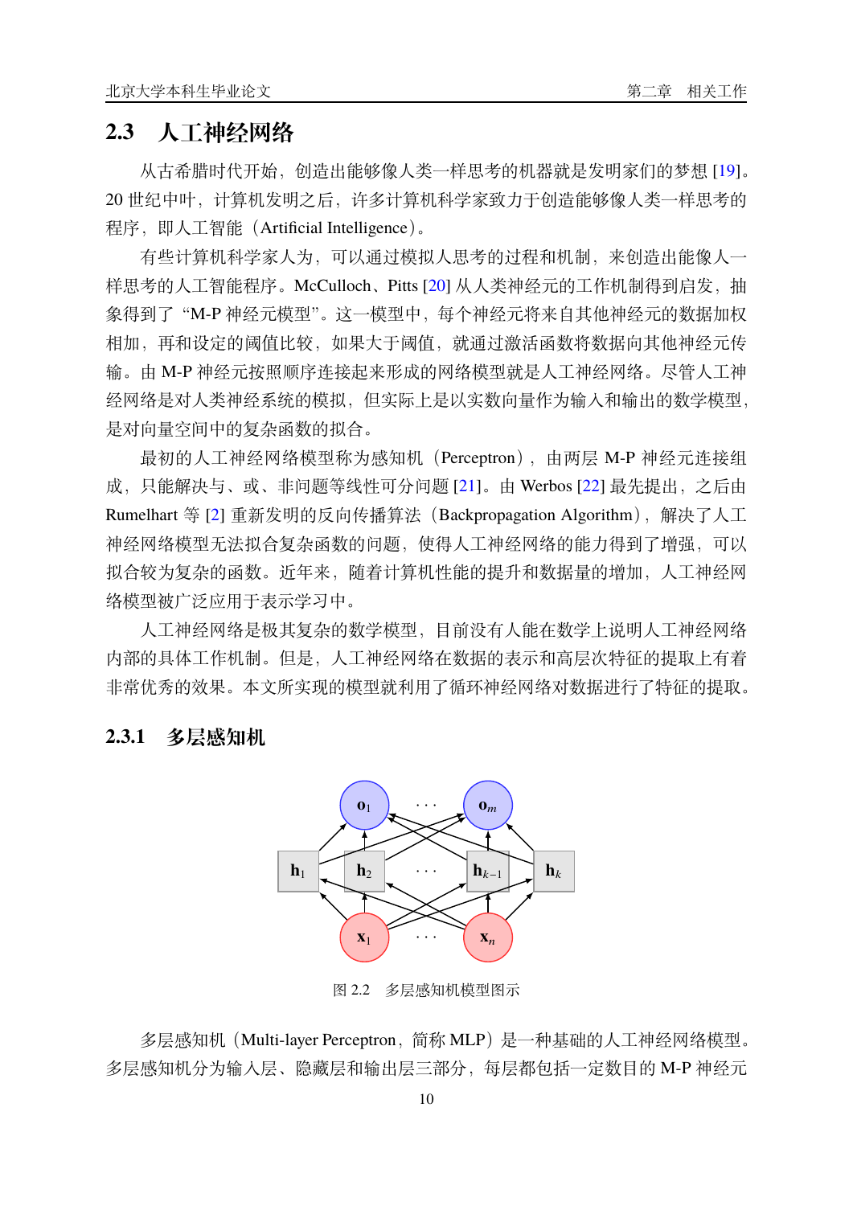## 2.3 人工神经网络

从古希腊时代开始，创造出能够像人类一样思考的机器就是发明家们的梦想 [19]。20 世纪中叶，计算机发明之后，许多计算机科学家致力于创造能够像人类一样思考的程序，即人工智能（Artificial Intelligence）。

有些计算机科学家人为，可以通过模拟人思考的过程和机制，来创造出能像人一样思考的人工智能程序。McCulloch、Pitts [20] 从人类神经元的工作机制得到启发，抽象得到了“M-P 神经元模型”。这一模型中，每个神经元将来自其他神经元的数据加权相加，再和设定的阈值比较，如果大于阈值，就通过激活函数将数据向其他神经元传输。由 M-P 神经元按照顺序连接起来形成的网络模型就是人工神经网络。尽管人工神经网络是对人类神经系统的模拟，但实际上是以实数向量作为输入和输出的数学模型，是对向量空间中的复杂函数的拟合。

最初的人工神经网络模型称为感知机（Perceptron），由两层 M-P 神经元连接组成，只能解决与、或、非问题等线性可分问题 [21]。由 Werbos [22] 最先提出，之后由 Rumelhart 等 [2] 重新发明的反向传播算法（Backpropagation Algorithm），解决了人工神经网络模型无法拟合复杂函数的问题，使得人工神经网络的能力得到了增强，可以拟合较为复杂的函数。近年来，随着计算机性能的提升和数据量的增加，人工神经网络模型被广泛应用于表示学习中。

人工神经网络是极其复杂的数学模型，目前没有人能在数学上说明人工神经网络内部的具体工作机制。但是，人工神经网络在数据的表示和高层次特征的提取上有着非常优秀的效果。本文所实现的模型就利用了循环神经网络对数据进行了特征的提取。

### 2.3.1 多层感知机

图 2.2 多层感知机模型图示

多层感知机（Multi-layer Perceptron，简称 MLP）是一种基础的人工神经网络模型。多层感知机分为输入层、隐藏层和输出层三部分，每层都包括一定数目的 M-P 神经元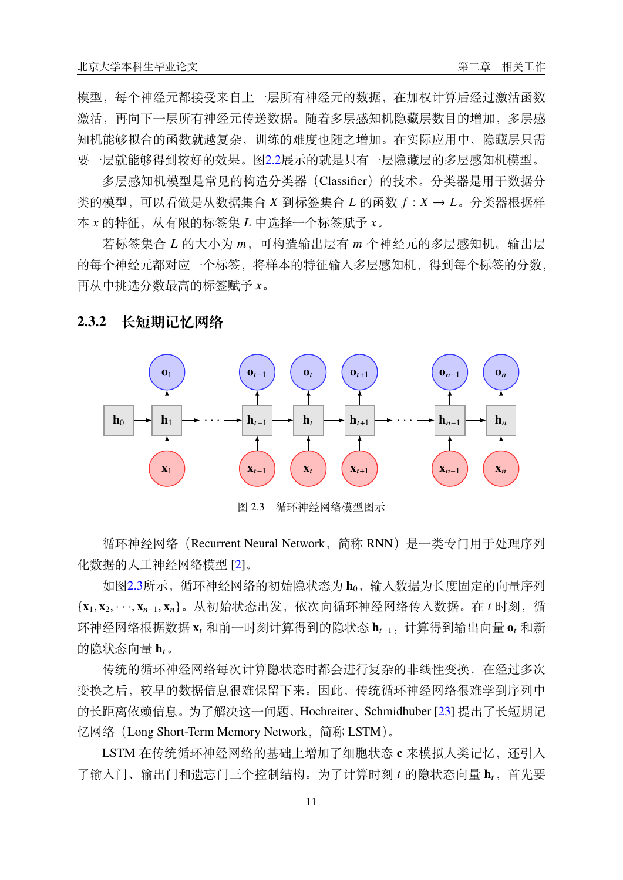模型，每个神经元都接受来自上一层所有神经元的数据，在加权计算后经过激活函数激活，再向下一层所有神经元传送数据。随着多层感知机隐藏层数目的增加，多层感知机能够拟合的函数就越复杂，训练的难度也随之增加。在实际应用中，隐藏层只需要一层就能够得到较好的效果。图2.2展示的就是只有一层隐藏层的多层感知机模型。

多层感知机模型是常见的构造分类器（Classifier）的技术。分类器是用于数据分类的模型，可以看做是从数据集合 $X$ 到标签集合 $L$ 的函数 $f: X \to L$。分类器根据样本 $x$ 的特征，从有限的标签集 $L$ 中选择一个标签赋予 $x$。

若标签集合 $L$ 的大小为 $m$，可构造输出层有 $m$ 个神经元的多层感知机。输出层的每个神经元都对应一个标签，将样本的特征输入多层感知机，得到每个标签的分数，再从中挑选分数最高的标签赋予 $x$。

### 2.3.2 长短期记忆网络

图 2.3 循环神经网络模型图示

循环神经网络（Recurrent Neural Network，简称 RNN）是一类专门用于处理序列化数据的人工神经网络模型 [2]。

如图2.3所示，循环神经网络的初始隐状态为 $\mathbf{h}_0$，输入数据为长度固定的向量序列 $\{\mathbf{x}_1, \mathbf{x}_2, \cdots, \mathbf{x}_{n-1}, \mathbf{x}_n\}$。从初始状态出发，依次向循环神经网络传入数据。在 $t$ 时刻，循环神经网络根据数据 $\mathbf{x}_t$ 和前一时刻计算得到的隐状态 $\mathbf{h}_{t-1}$，计算得到输出向量 $\mathbf{o}_t$ 和新的隐状态向量 $\mathbf{h}_t$。

传统的循环神经网络每次计算隐状态时都会进行复杂的非线性变换，在经过多次变换之后，较早的数据信息很难保留下来。因此，传统循环神经网络很难学到序列中的长距离依赖信息。为了解决这一问题，Hochreiter、Schmidhuber [23] 提出了长短期记忆网络（Long Short-Term Memory Network，简称 LSTM）。

LSTM 在传统循环神经网络的基础上增加了细胞状态 $\mathbf{c}$ 来模拟人类记忆，还引入了输入门、输出门和遗忘门三个控制结构。为了计算时刻 $t$ 的隐状态向量 $\mathbf{h}_t$，首先要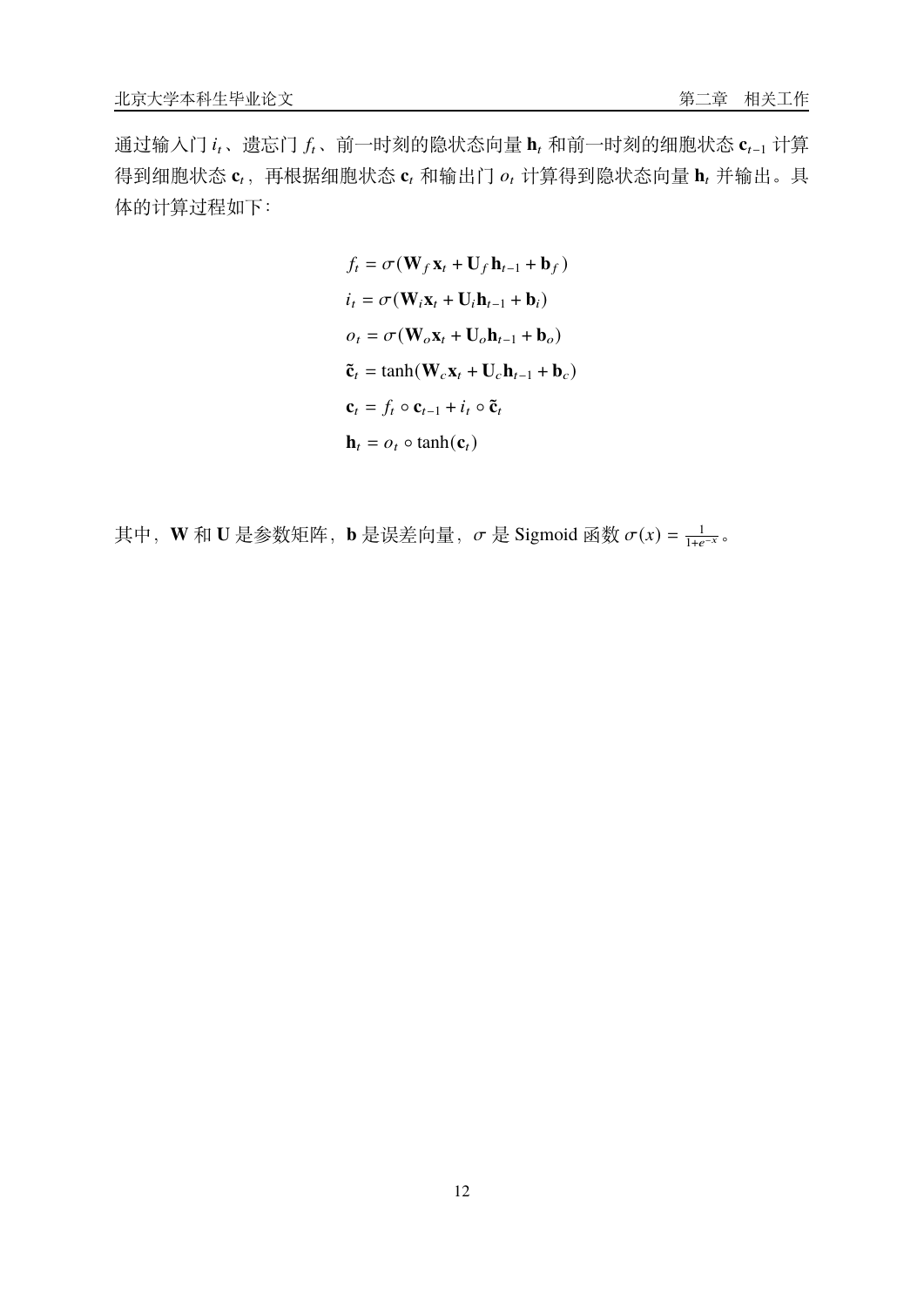通过输入门 $i_t$、遗忘门 $f_t$、前一时刻的隐状态向量 $\mathbf{h}_t$ 和前一时刻的细胞状态 $\mathbf{c}_{t-1}$ 计算得到细胞状态 $\mathbf{c}_t$，再根据细胞状态 $\mathbf{c}_t$ 和输出门 $o_t$ 计算得到隐状态向量 $\mathbf{h}_t$ 并输出。具体的计算过程如下：

$$
\begin{aligned}
f_t &= \sigma(\mathbf{W}_f \mathbf{x}_t + \mathbf{U}_f \mathbf{h}_{t-1} + \mathbf{b}_f) \\
i_t &= \sigma(\mathbf{W}_i \mathbf{x}_t + \mathbf{U}_i \mathbf{h}_{t-1} + \mathbf{b}_i) \\
o_t &= \sigma(\mathbf{W}_o \mathbf{x}_t + \mathbf{U}_o \mathbf{h}_{t-1} + \mathbf{b}_o) \\
\tilde{\mathbf{c}}_t &= \tanh(\mathbf{W}_c \mathbf{x}_t + \mathbf{U}_c \mathbf{h}_{t-1} + \mathbf{b}_c) \\
\mathbf{c}_t &= f_t \circ \mathbf{c}_{t-1} + i_t \circ \tilde{\mathbf{c}}_t \\
\mathbf{h}_t &= o_t \circ \tanh(\mathbf{c}_t)
\end{aligned}
$$

其中，$\mathbf{W}$ 和 $\mathbf{U}$ 是参数矩阵，$\mathbf{b}$ 是误差向量，$\sigma$ 是 Sigmoid 函数 $\sigma(x) = \frac{1}{1+e^{-x}}$。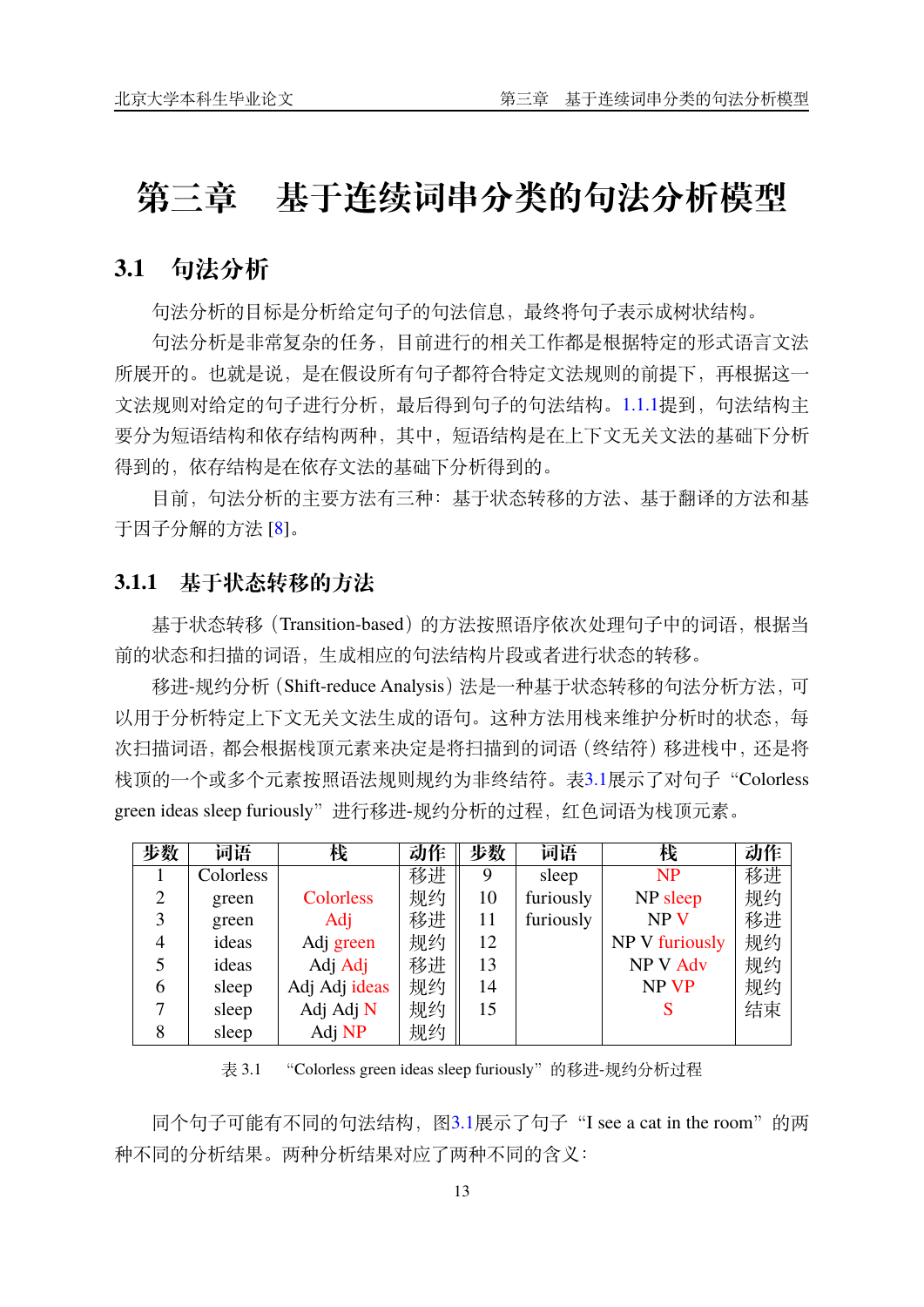# 第三章　基于连续词串分类的句法分析模型

## 3.1　句法分析

句法分析的目标是分析给定句子的句法信息，最终将句子表示成树状结构。

句法分析是非常复杂的任务，目前进行的相关工作都是根据特定的形式语言文法所展开的。也就是说，是在假设所有句子都符合特定文法规则的前提下，再根据这一文法规则对给定的句子进行分析，最后得到句子的句法结构。1.1.1提到，句法结构主要分为短语结构和依存结构两种，其中，短语结构是在上下文无关文法的基础下分析得到的，依存结构是在依存文法的基础下分析得到的。

目前，句法分析的主要方法有三种：基于状态转移的方法、基于翻译的方法和基于因子分解的方法 [8]。

### 3.1.1　基于状态转移的方法

基于状态转移（Transition-based）的方法按照语序依次处理句子中的词语，根据当前的状态和扫描的词语，生成相应的句法结构片段或者进行状态的转移。

移进-规约分析（Shift-reduce Analysis）法是一种基于状态转移的句法分析方法，可以用于分析特定上下文无关文法生成的语句。这种方法用栈来维护分析时的状态，每次扫描词语，都会根据栈顶元素来决定是将扫描到的词语（终结符）移进栈中，还是将栈顶的一个或多个元素按照语法规则规约为非终结符。表3.1展示了对句子“Colorless green ideas sleep furiously”进行移进-规约分析的过程，红色词语为栈顶元素。

| 步数 | 词语 | 栈 | 动作 | 步数 | 词语 | 栈 | 动作 |
|---|---|---|---|---|---|---|---|
| 1 | Colorless | | 移进 | 9 | sleep | NP | 移进 |
| 2 | green | Colorless | 规约 | 10 | furiously | NP sleep | 规约 |
| 3 | green | Adj | 移进 | 11 | furiously | NP V | 移进 |
| 4 | ideas | Adj green | 规约 | 12 | | NP V furiously | 规约 |
| 5 | ideas | Adj Adj | 移进 | 13 | | NP V Adv | 规约 |
| 6 | sleep | Adj Adj ideas | 规约 | 14 | | NP VP | 规约 |
| 7 | sleep | Adj Adj N | 规约 | 15 | | S | 结束 |
| 8 | sleep | Adj NP | 规约 | | | | |

表 3.1　“Colorless green ideas sleep furiously”的移进-规约分析过程

同个句子可能有不同的句法结构，图3.1展示了句子“I see a cat in the room”的两种不同的分析结果。两种分析结果对应了两种不同的含义：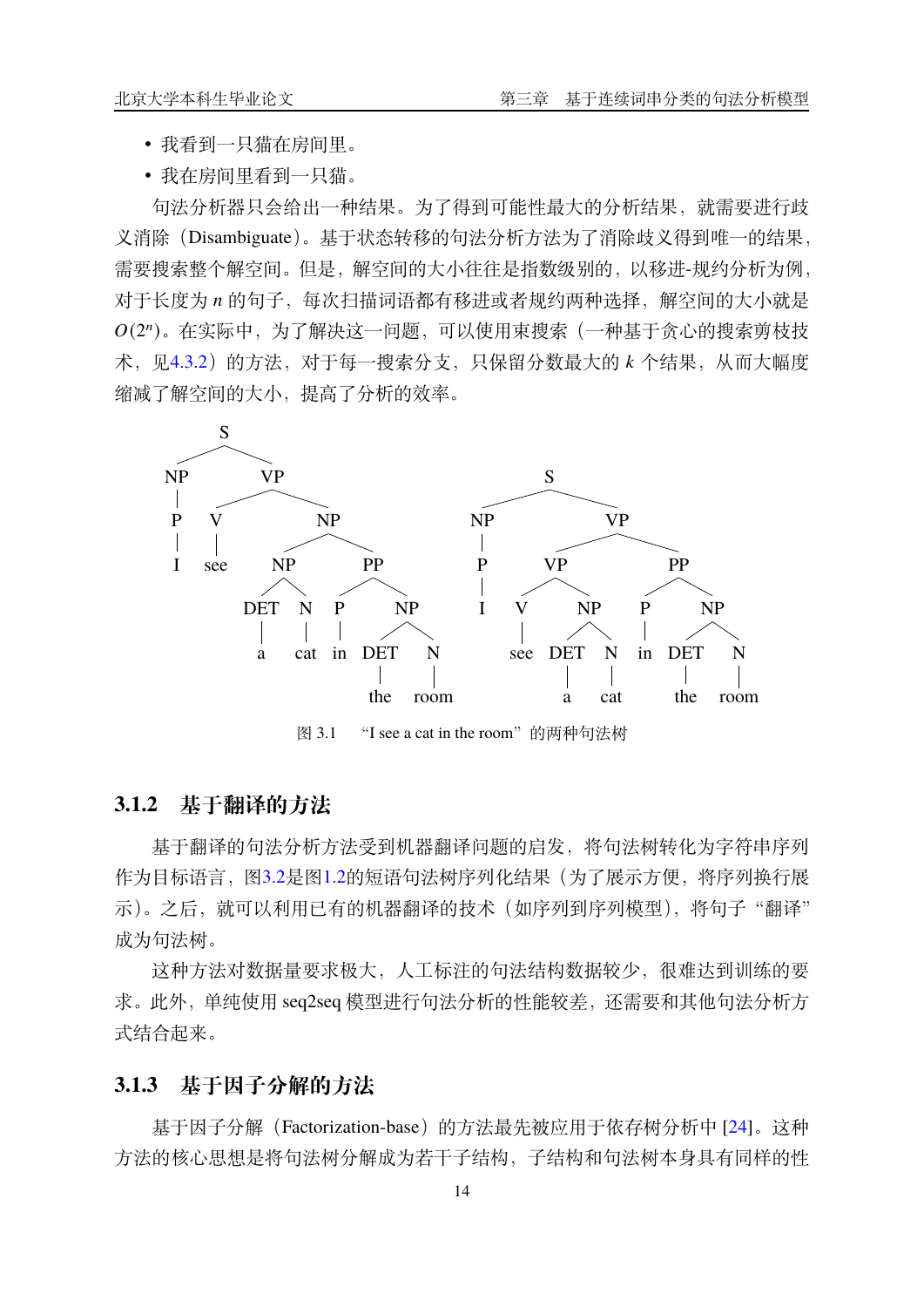- 我看到一只猫在房间里。
- 我在房间里看到一只猫。

句法分析器只会给出一种结果。为了得到可能性最大的分析结果，就需要进行歧义消除（Disambiguate）。基于状态转移的句法分析方法为了消除歧义得到唯一的结果，需要搜索整个解空间。但是，解空间的大小往往是指数级别的，以移进-规约分析为例，对于长度为 $n$ 的句子，每次扫描词语都有移进或者规约两种选择，解空间的大小就是 $O(2^n)$。在实际中，为了解决这一问题，可以使用束搜索（一种基于贪心的搜索剪枝技术，见4.3.2）的方法，对于每一搜索分支，只保留分数最大的 $k$ 个结果，从而大幅度缩减了解空间的大小，提高了分析的效率。

图 3.1 “I see a cat in the room”的两种句法树

### 3.1.2 基于翻译的方法

基于翻译的句法分析方法受到机器翻译问题的启发，将句法树转化为字符串序列作为目标语言，图3.2是图1.2的短语句法树序列化结果（为了展示方便，将序列换行展示）。之后，就可以利用已有的机器翻译的技术（如序列到序列模型），将句子“翻译”成为句法树。

这种方法对数据量要求极大，人工标注的句法结构数据较少，很难达到训练的要求。此外，单纯使用 seq2seq 模型进行句法分析的性能较差，还需要和其他句法分析方式结合起来。

### 3.1.3 基于因子分解的方法

基于因子分解（Factorization-base）的方法最先被应用于依存树分析中 [24]。这种方法的核心思想是将句法树分解成为若干子结构，子结构和句法树本身具有同样的性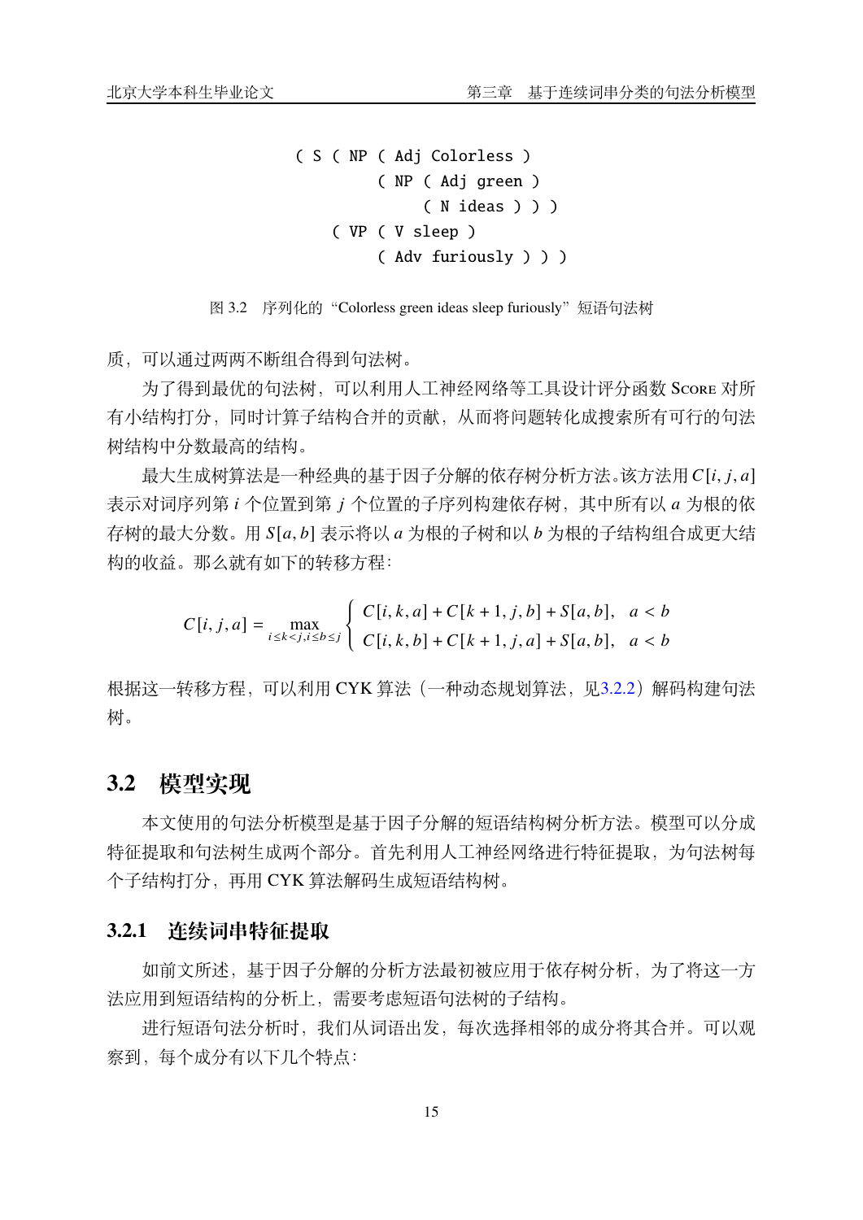```
( S ( NP ( Adj Colorless )
         ( NP ( Adj green )
              ( N ideas ) ) )
    ( VP ( V sleep )
         ( Adv furiously ) ) )
```

图 3.2　序列化的“Colorless green ideas sleep furiously”短语句法树

质，可以通过两两不断组合得到句法树。

为了得到最优的句法树，可以利用人工神经网络等工具设计评分函数 Score 对所有小结构打分，同时计算子结构合并的贡献，从而将问题转化成搜索所有可行的句法树结构中分数最高的结构。

最大生成树算法是一种经典的基于因子分解的依存树分析方法。该方法用 $C[i,j,a]$ 表示对词序列第 $i$ 个位置到第 $j$ 个位置的子序列构建依存树，其中所有以 $a$ 为根的依存树的最大分数。用 $S[a,b]$ 表示将以 $a$ 为根的子树和以 $b$ 为根的子结构组合成更大结构的收益。那么就有如下的转移方程：

$$C[i,j,a] = \max_{i \leq k < j, i \leq b \leq j} \begin{cases} C[i,k,a] + C[k+1,j,b] + S[a,b], & a < b \\ C[i,k,b] + C[k+1,j,a] + S[a,b], & a < b \end{cases}$$

根据这一转移方程，可以利用 CYK 算法（一种动态规划算法，见3.2.2）解码构建句法树。

## 3.2　模型实现

本文使用的句法分析模型是基于因子分解的短语结构树分析方法。模型可以分成特征提取和句法树生成两个部分。首先利用人工神经网络进行特征提取，为句法树每个子结构打分，再用 CYK 算法解码生成短语结构树。

### 3.2.1　连续词串特征提取

如前文所述，基于因子分解的分析方法最初被应用于依存树分析，为了将这一方法应用到短语结构的分析上，需要考虑短语句法树的子结构。

进行短语句法分析时，我们从词语出发，每次选择相邻的成分将其合并。可以观察到，每个成分有以下几个特点：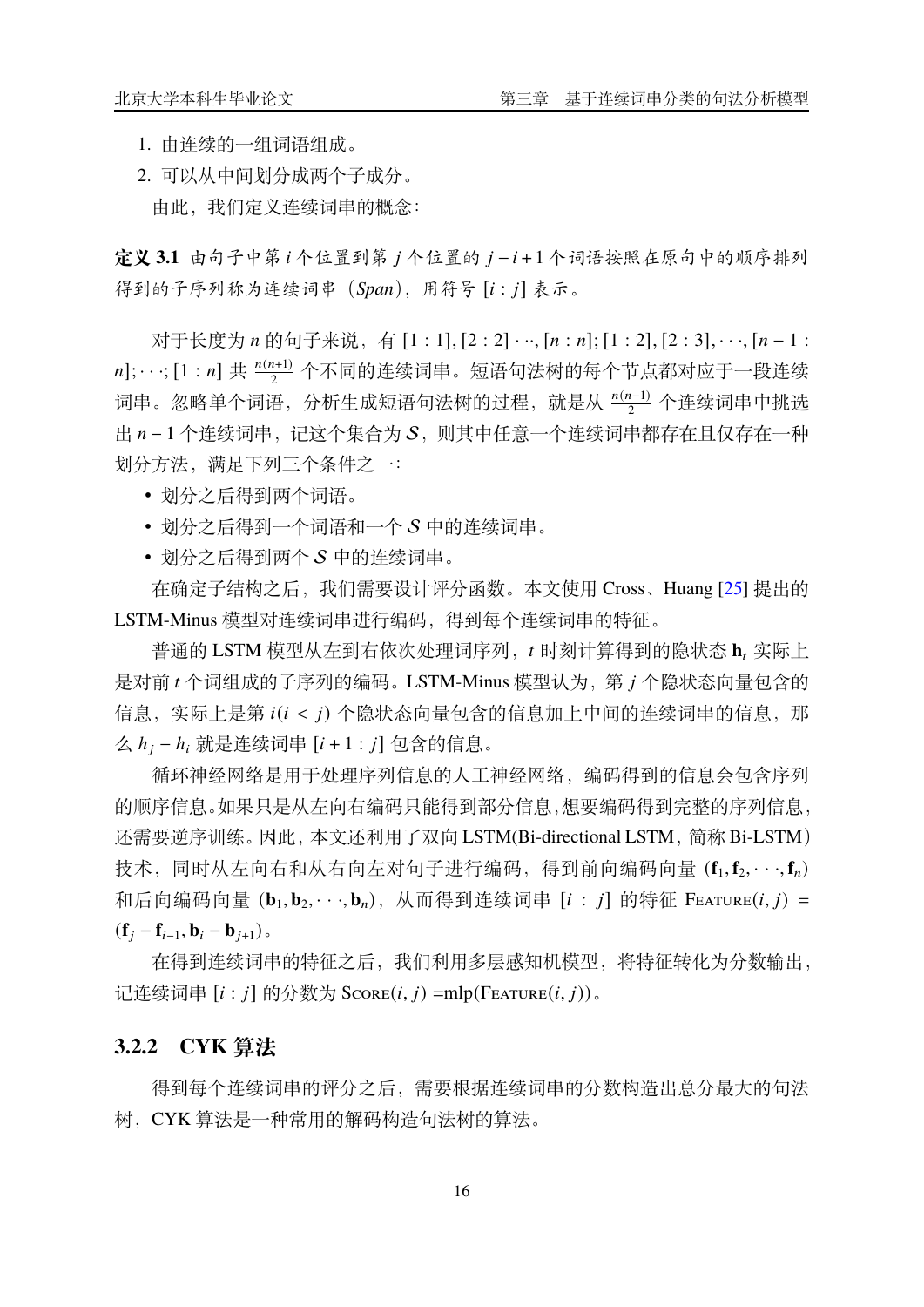1. 由连续的一组词语组成。
2. 可以从中间划分成两个子成分。

由此，我们定义连续词串的概念：

**定义 3.1** 由句子中第 $i$ 个位置到第 $j$ 个位置的 $j-i+1$ 个词语按照在原句中的顺序排列得到的子序列称为连续词串（*Span*），用符号 $[i:j]$ 表示。

对于长度为 $n$ 的句子来说，有 $[1:1],[2:2]\cdots,[n:n];[1:2],[2:3],\cdots,[n-1:n];\cdots;[1:n]$ 共 $\frac{n(n+1)}{2}$ 个不同的连续词串。短语句法树的每个节点都对应于一段连续词串。忽略单个词语，分析生成短语句法树的过程，就是从 $\frac{n(n-1)}{2}$ 个连续词串中挑选出 $n-1$ 个连续词串，记这个集合为 $\mathcal{S}$，则其中任意一个连续词串都存在且仅存在一种划分方法，满足下列三个条件之一：

- 划分之后得到两个词语。
- 划分之后得到一个词语和一个 $\mathcal{S}$ 中的连续词串。
- 划分之后得到两个 $\mathcal{S}$ 中的连续词串。

在确定子结构之后，我们需要设计评分函数。本文使用 Cross、Huang [25] 提出的 LSTM-Minus 模型对连续词串进行编码，得到每个连续词串的特征。

普通的 LSTM 模型从左到右依次处理词序列，$t$ 时刻计算得到的隐状态 $\mathbf{h}_t$ 实际上是对前 $t$ 个词组成的子序列的编码。LSTM-Minus 模型认为，第 $j$ 个隐状态向量包含的信息，实际上是第 $i(i<j)$ 个隐状态向量包含的信息加上中间的连续词串的信息，那么 $h_j-h_i$ 就是连续词串 $[i+1:j]$ 包含的信息。

循环神经网络是用于处理序列信息的人工神经网络，编码得到的信息会包含序列的顺序信息。如果只是从左向右编码只能得到部分信息，想要编码得到完整的序列信息，还需要逆序训练。因此，本文还利用了双向 LSTM(Bi-directional LSTM，简称 Bi-LSTM）技术，同时从左向右和从右向左对句子进行编码，得到前向编码向量 $(\mathbf{f}_1,\mathbf{f}_2,\cdots,\mathbf{f}_n)$ 和后向编码向量 $(\mathbf{b}_1,\mathbf{b}_2,\cdots,\mathbf{b}_n)$，从而得到连续词串 $[i:j]$ 的特征 $\textsc{Feature}(i,j)=(\mathbf{f}_j-\mathbf{f}_{i-1},\mathbf{b}_i-\mathbf{b}_{j+1})$。

在得到连续词串的特征之后，我们利用多层感知机模型，将特征转化为分数输出，记连续词串 $[i:j]$ 的分数为 $\textsc{Score}(i,j)=\text{mlp}(\textsc{Feature}(i,j))$。

### 3.2.2 CYK 算法

得到每个连续词串的评分之后，需要根据连续词串的分数构造出总分最大的句法树，CYK 算法是一种常用的解码构造句法树的算法。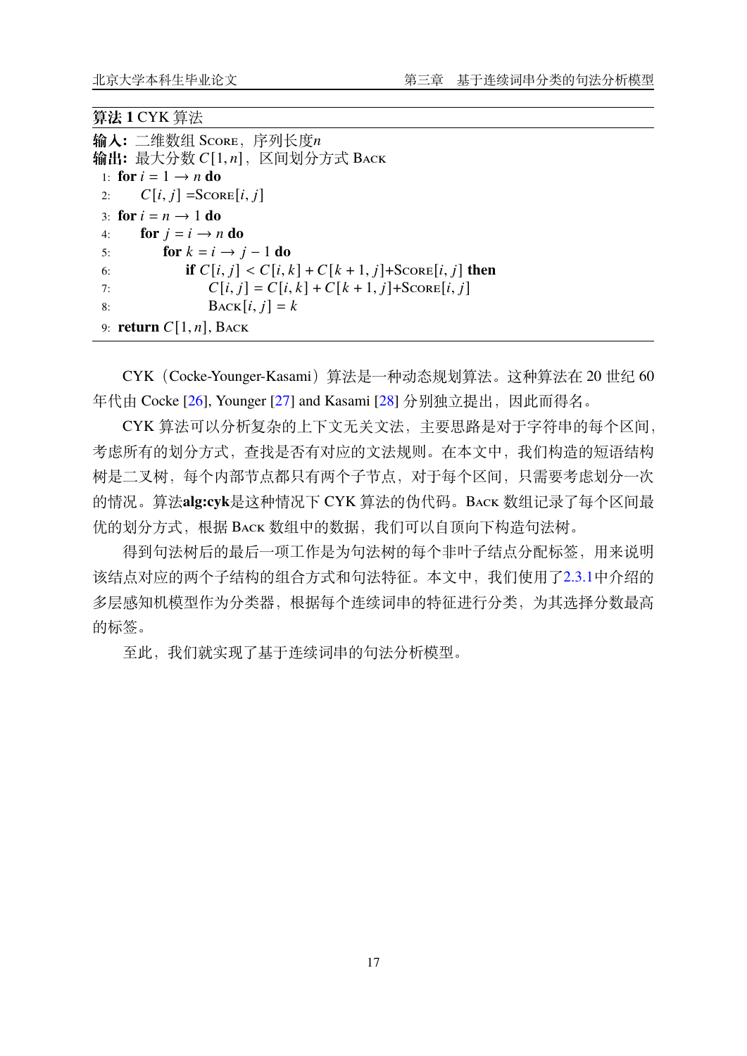**算法 1** CYK 算法

**输入:** 二维数组 Score，序列长度$n$

**输出:** 最大分数 $C[1, n]$，区间划分方式 Back

```
1: for i = 1 → n do
2:     C[i, j] = Score[i, j]
3: for i = n → 1 do
4:     for j = i → n do
5:         for k = i → j − 1 do
6:             if C[i, j] < C[i, k] + C[k + 1, j] + Score[i, j] then
7:                 C[i, j] = C[i, k] + C[k + 1, j] + Score[i, j]
8:                 Back[i, j] = k
9: return C[1, n], Back
```

CYK（Cocke-Younger-Kasami）算法是一种动态规划算法。这种算法在 20 世纪 60 年代由 Cocke [26], Younger [27] and Kasami [28] 分别独立提出，因此而得名。

CYK 算法可以分析复杂的上下文无关文法，主要思路是对于字符串的每个区间，考虑所有的划分方式，查找是否有对应的文法规则。在本文中，我们构造的短语结构树是二叉树，每个内部节点都只有两个子节点，对于每个区间，只需要考虑划分一次的情况。算法**alg:cyk**是这种情况下 CYK 算法的伪代码。Back 数组记录了每个区间最优的划分方式，根据 Back 数组中的数据，我们可以自顶向下构造句法树。

得到句法树后的最后一项工作是为句法树的每个非叶子结点分配标签，用来说明该结点对应的两个子结构的组合方式和句法特征。本文中，我们使用了2.3.1中介绍的多层感知机模型作为分类器，根据每个连续词串的特征进行分类，为其选择分数最高的标签。

至此，我们就实现了基于连续词串的句法分析模型。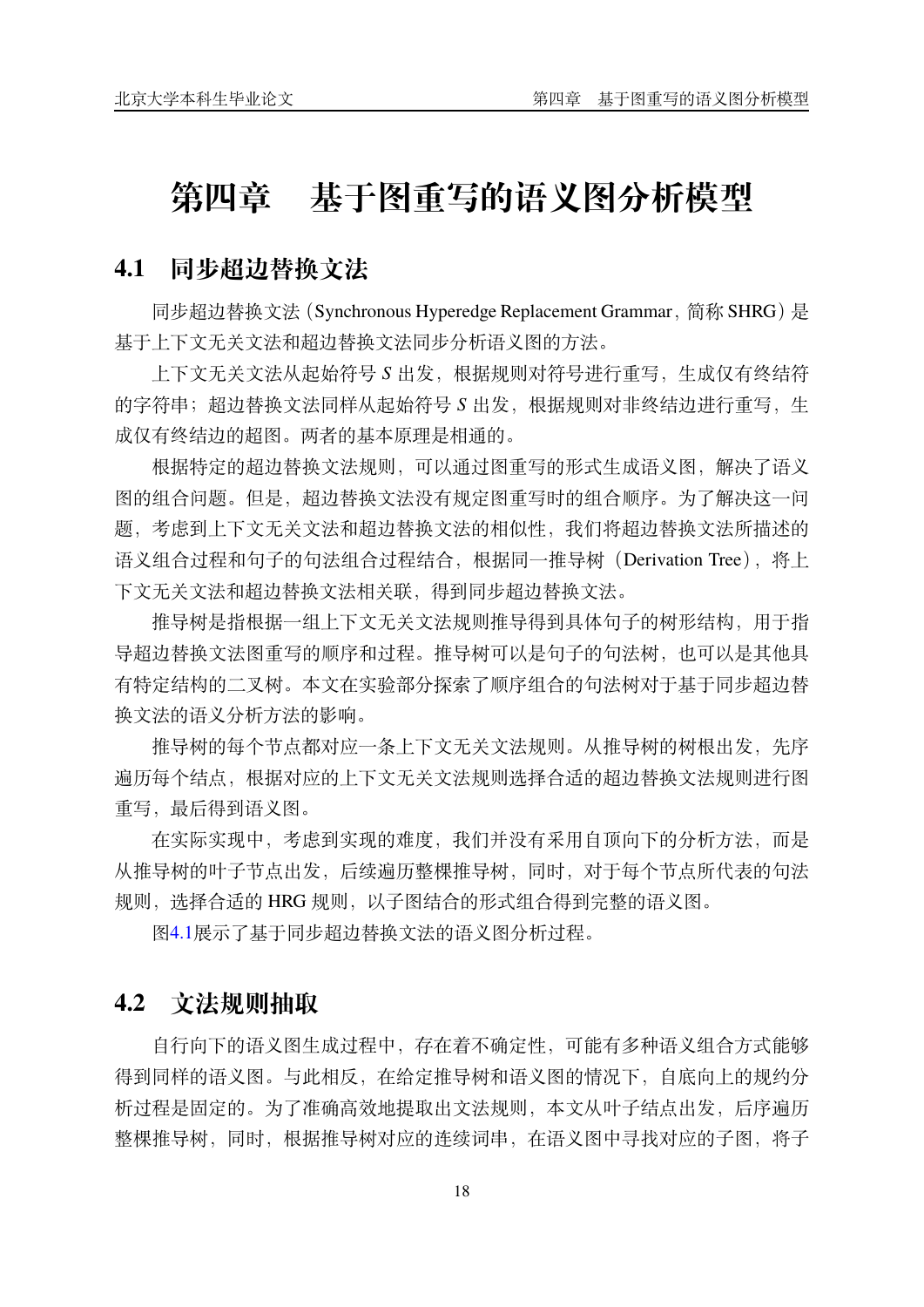# 第四章　基于图重写的语义图分析模型

## 4.1　同步超边替换文法

同步超边替换文法（Synchronous Hyperedge Replacement Grammar，简称 SHRG）是基于上下文无关文法和超边替换文法同步分析语义图的方法。

上下文无关文法从起始符号 $S$ 出发，根据规则对符号进行重写，生成仅有终结符的字符串；超边替换文法同样从起始符号 $S$ 出发，根据规则对非终结边进行重写，生成仅有终结边的超图。两者的基本原理是相通的。

根据特定的超边替换文法规则，可以通过图重写的形式生成语义图，解决了语义图的组合问题。但是，超边替换文法没有规定图重写时的组合顺序。为了解决这一问题，考虑到上下文无关文法和超边替换文法的相似性，我们将超边替换文法所描述的语义组合过程和句子的句法组合过程结合，根据同一推导树（Derivation Tree），将上下文无关文法和超边替换文法相关联，得到同步超边替换文法。

推导树是指根据一组上下文无关文法规则推导得到具体句子的树形结构，用于指导超边替换文法图重写的顺序和过程。推导树可以是句子的句法树，也可以是其他具有特定结构的二叉树。本文在实验部分探索了顺序组合的句法树对于基于同步超边替换文法的语义分析方法的影响。

推导树的每个节点都对应一条上下文无关文法规则。从推导树的树根出发，先序遍历每个结点，根据对应的上下文无关文法规则选择合适的超边替换文法规则进行图重写，最后得到语义图。

在实际实现中，考虑到实现的难度，我们并没有采用自顶向下的分析方法，而是从推导树的叶子节点出发，后续遍历整棵推导树，同时，对于每个节点所代表的句法规则，选择合适的 HRG 规则，以子图结合的形式组合得到完整的语义图。

图4.1展示了基于同步超边替换文法的语义图分析过程。

## 4.2　文法规则抽取

自行向下的语义图生成过程中，存在着不确定性，可能有多种语义组合方式能够得到同样的语义图。与此相反，在给定推导树和语义图的情况下，自底向上的规约分析过程是固定的。为了准确高效地提取出文法规则，本文从叶子结点出发，后序遍历整棵推导树，同时，根据推导树对应的连续词串，在语义图中寻找对应的子图，将子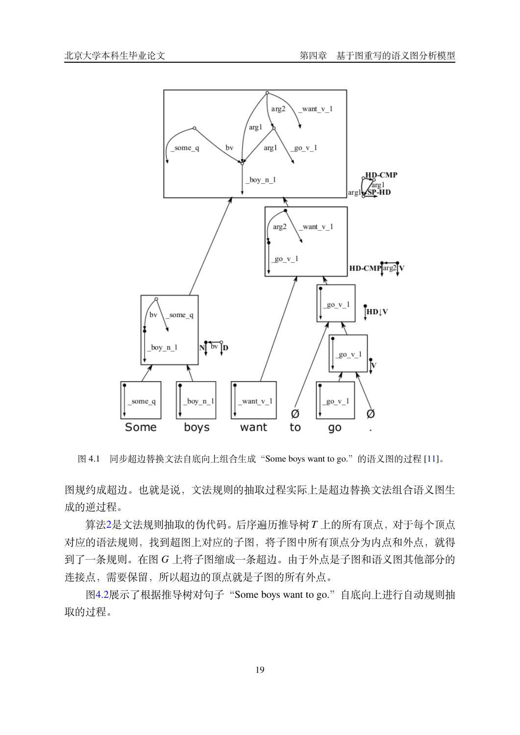图 4.1　同步超边替换文法自底向上组合生成“Some boys want to go.”的语义图的过程 [11]。

图规约成超边。也就是说，文法规则的抽取过程实际上是超边替换文法组合语义图生成的逆过程。

算法2是文法规则抽取的伪代码。后序遍历推导树 $T$ 上的所有顶点，对于每个顶点对应的语法规则，找到超图上对应的子图，将子图中所有顶点分为内点和外点，就得到了一条规则。在图 $G$ 上将子图缩成一条超边。由于外点是子图和语义图其他部分的连接点，需要保留，所以超边的顶点就是子图的所有外点。

图4.2展示了根据推导树对句子“Some boys want to go.”自底向上进行自动规则抽取的过程。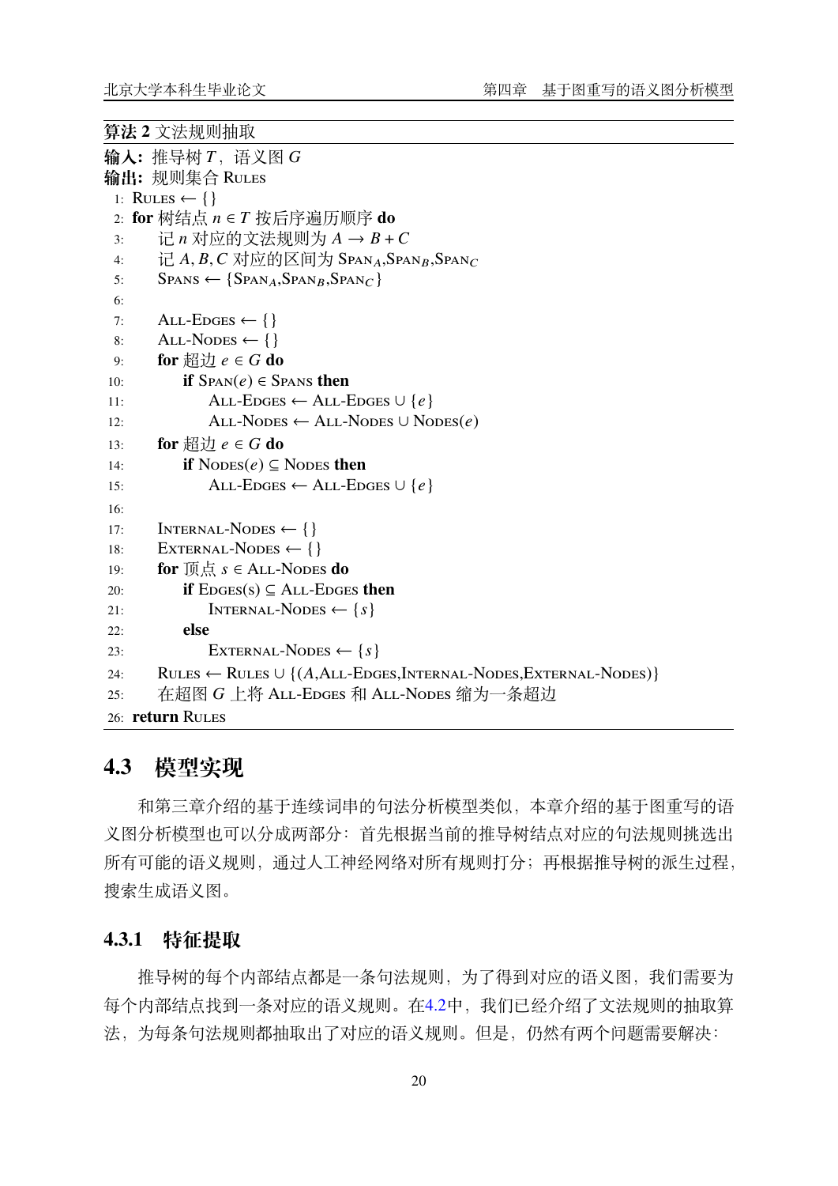**算法 2** 文法规则抽取

**输入:** 推导树 $T$，语义图 $G$
**输出:** 规则集合 RULES

```
1: RULES ← {}
2: for 树结点 n ∈ T 按后序遍历顺序 do
3:     记 n 对应的文法规则为 A → B + C
4:     记 A, B, C 对应的区间为 SPAN_A,SPAN_B,SPAN_C
5:     SPANS ← {SPAN_A,SPAN_B,SPAN_C}
6:
7:     ALL-EDGES ← {}
8:     ALL-NODES ← {}
9:     for 超边 e ∈ G do
10:        if SPAN(e) ∈ SPANS then
11:            ALL-EDGES ← ALL-EDGES ∪ {e}
12:            ALL-NODES ← ALL-NODES ∪ NODES(e)
13:    for 超边 e ∈ G do
14:        if NODES(e) ⊆ NODES then
15:            ALL-EDGES ← ALL-EDGES ∪ {e}
16:
17:    INTERNAL-NODES ← {}
18:    EXTERNAL-NODES ← {}
19:    for 顶点 s ∈ ALL-NODES do
20:        if EDGES(s) ⊆ ALL-EDGES then
21:            INTERNAL-NODES ← {s}
22:        else
23:            EXTERNAL-NODES ← {s}
24:    RULES ← RULES ∪ {(A,ALL-EDGES,INTERNAL-NODES,EXTERNAL-NODES)}
25:    在超图 G 上将 ALL-EDGES 和 ALL-NODES 缩为一条超边
26: return RULES
```

## 4.3 模型实现

和第三章介绍的基于连续词串的句法分析模型类似，本章介绍的基于图重写的语义图分析模型也可以分成两部分：首先根据当前的推导树结点对应的句法规则挑选出所有可能的语义规则，通过人工神经网络对所有规则打分；再根据推导树的派生过程，搜索生成语义图。

### 4.3.1 特征提取

推导树的每个内部结点都是一条句法规则，为了得到对应的语义图，我们需要为每个内部结点找到一条对应的语义规则。在4.2中，我们已经介绍了文法规则的抽取算法，为每条句法规则都抽取出了对应的语义规则。但是，仍然有两个问题需要解决：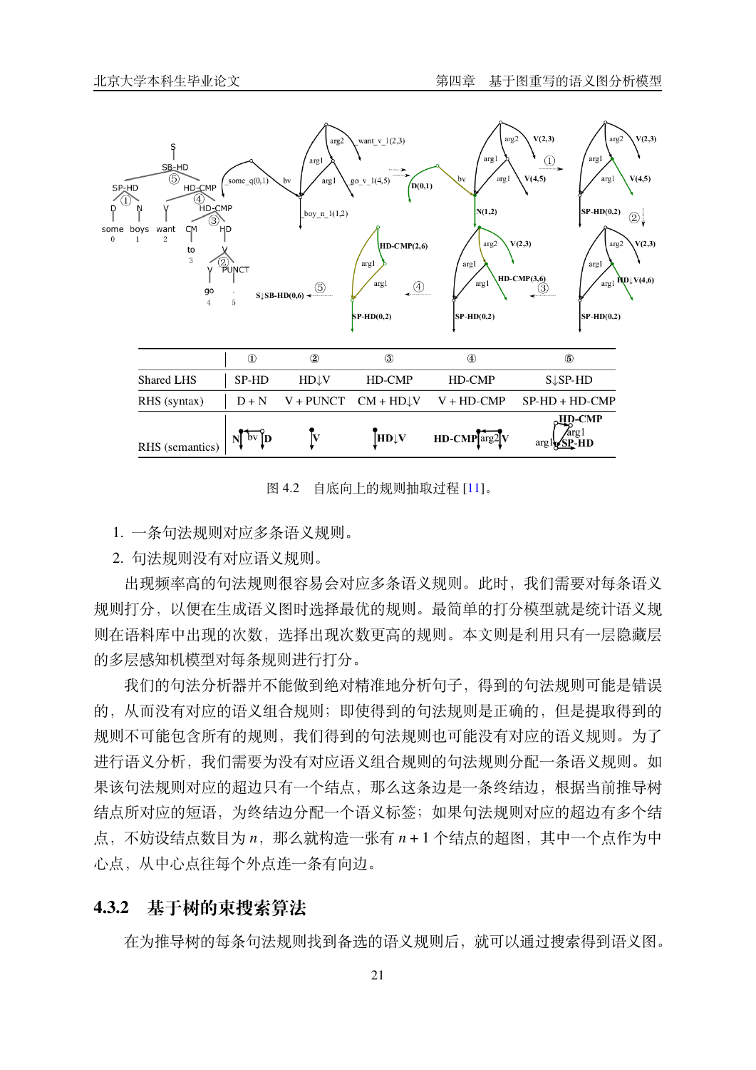| | ① | ② | ③ | ④ | ⑤ |
|---|---|---|---|---|---|
| Shared LHS | SP-HD | HD↓V | HD-CMP | HD-CMP | S↓SP-HD |
| RHS (syntax) | D + N | V + PUNCT | CM + HD↓V | V + HD-CMP | SP-HD + HD-CMP |
| RHS (semantics) | N bv D | V | HD↓V | HD-CMP arg2 V | HD-CMP arg1 arg1 SP-HD |

图 4.2　自底向上的规则抽取过程 [11]。

1. 一条句法规则对应多条语义规则。
2. 句法规则没有对应语义规则。

出现频率高的句法规则很容易会对应多条语义规则。此时，我们需要对每条语义规则打分，以便在生成语义图时选择最优的规则。最简单的打分模型就是统计语义规则在语料库中出现的次数，选择出现次数更高的规则。本文则是利用只有一层隐藏层的多层感知机模型对每条规则进行打分。

我们的句法分析器并不能做到绝对精准地分析句子，得到的句法规则可能是错误的，从而没有对应的语义组合规则；即使得到的句法规则是正确的，但是提取得到的规则不可能包含所有的规则，我们得到的句法规则也可能没有对应的语义规则。为了进行语义分析，我们需要为没有对应语义组合规则的句法规则分配一条语义规则。如果该句法规则对应的超边只有一个结点，那么这条边是一条终结边，根据当前推导树结点所对应的短语，为终结边分配一个语义标签；如果句法规则对应的超边有多个结点，不妨设结点数目为 $n$，那么就构造一张有 $n+1$ 个结点的超图，其中一个点作为中心点，从中心点往每个外点连一条有向边。

### 4.3.2　基于树的束搜索算法

在为推导树的每条句法规则找到备选的语义规则后，就可以通过搜索得到语义图。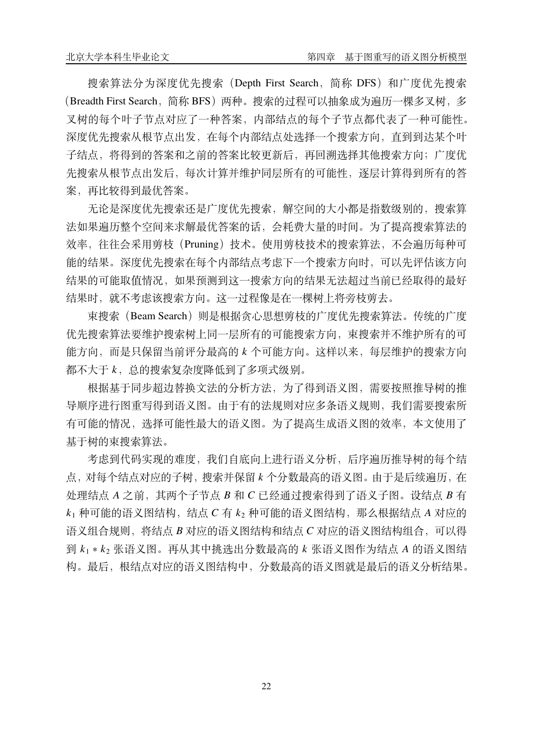搜索算法分为深度优先搜索（Depth First Search，简称 DFS）和广度优先搜索（Breadth First Search，简称 BFS）两种。搜索的过程可以抽象成为遍历一棵多叉树，多叉树的每个叶子节点对应了一种答案，内部结点的每个子节点都代表了一种可能性。深度优先搜索从根节点出发，在每个内部结点处选择一个搜索方向，直到到达某个叶子结点，将得到的答案和之前的答案比较更新后，再回溯选择其他搜索方向；广度优先搜索从根节点出发后，每次计算并维护同层所有的可能性，逐层计算得到所有的答案，再比较得到最优答案。

无论是深度优先搜索还是广度优先搜索，解空间的大小都是指数级别的，搜索算法如果遍历整个空间来求解最优答案的话，会耗费大量的时间。为了提高搜索算法的效率，往往会采用剪枝（Pruning）技术。使用剪枝技术的搜索算法，不会遍历每种可能的结果。深度优先搜索在每个内部结点考虑下一个搜索方向时，可以先评估该方向结果的可能取值情况，如果预测到这一搜索方向的结果无法超过当前已经取得的最好结果时，就不考虑该搜索方向。这一过程像是在一棵树上将旁枝剪去。

束搜索（Beam Search）则是根据贪心思想剪枝的广度优先搜索算法。传统的广度优先搜索算法要维护搜索树上同一层所有的可能搜索方向，束搜索并不维护所有的可能方向，而是只保留当前评分最高的 $k$ 个可能方向。这样以来，每层维护的搜索方向都不大于 $k$，总的搜索复杂度降低到了多项式级别。

根据基于同步超边替换文法的分析方法，为了得到语义图，需要按照推导树的推导顺序进行图重写得到语义图。由于有的法规则对应多条语义规则，我们需要搜索所有可能的情况，选择可能性最大的语义图。为了提高生成语义图的效率，本文使用了基于树的束搜索算法。

考虑到代码实现的难度，我们自底向上进行语义分析，后序遍历推导树的每个结点，对每个结点对应的子树，搜索并保留 $k$ 个分数最高的语义图。由于是后续遍历，在处理结点 $A$ 之前，其两个子节点 $B$ 和 $C$ 已经通过搜索得到了语义子图。设结点 $B$ 有 $k_1$ 种可能的语义图结构，结点 $C$ 有 $k_2$ 种可能的语义图结构，那么根据结点 $A$ 对应的语义组合规则，将结点 $B$ 对应的语义图结构和结点 $C$ 对应的语义图结构组合，可以得到 $k_1 * k_2$ 张语义图。再从其中挑选出分数最高的 $k$ 张语义图作为结点 $A$ 的语义图结构。最后，根结点对应的语义图结构中，分数最高的语义图就是最后的语义分析结果。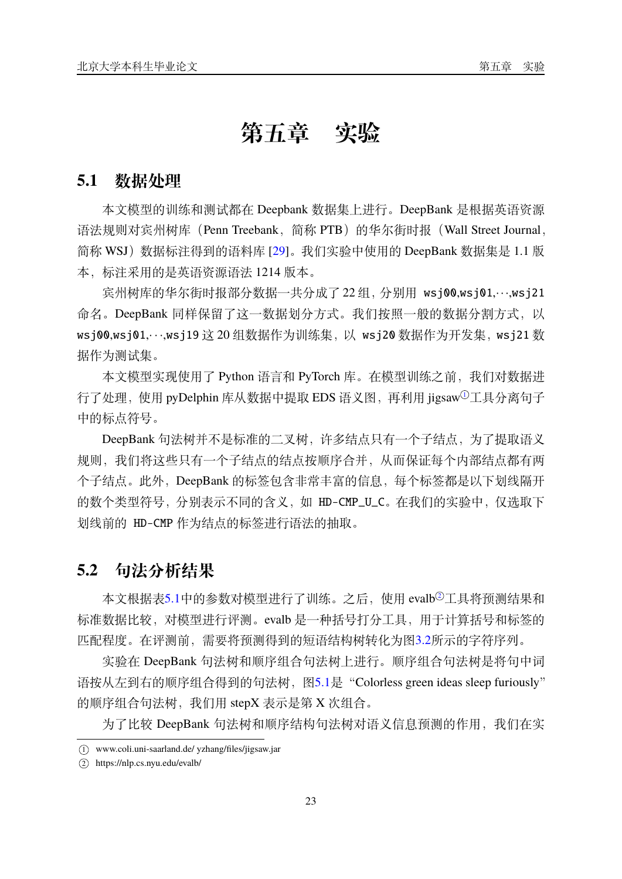# 第五章　实验

## 5.1　数据处理

本文模型的训练和测试都在 Deepbank 数据集上进行。DeepBank 是根据英语资源语法规则对宾州树库（Penn Treebank，简称 PTB）的华尔街时报（Wall Street Journal，简称 WSJ）数据标注得到的语料库 [29]。我们实验中使用的 DeepBank 数据集是 1.1 版本，标注采用的是英语资源语法 1214 版本。

宾州树库的华尔街时报部分数据一共分成了 22 组，分别用 `wsj00`,`wsj01`,···,`wsj21` 命名。DeepBank 同样保留了这一数据划分方式。我们按照一般的数据分割方式，以 `wsj00`,`wsj01`,···,`wsj19` 这 20 组数据作为训练集，以 `wsj20` 数据作为开发集，`wsj21` 数据作为测试集。

本文模型实现使用了 Python 语言和 PyTorch 库。在模型训练之前，我们对数据进行了处理，使用 pyDelphin 库从数据中提取 EDS 语义图，再利用 jigsaw[①] 工具分离句子中的标点符号。

DeepBank 句法树并不是标准的二叉树，许多结点只有一个子结点，为了提取语义规则，我们将这些只有一个子结点的结点按顺序合并，从而保证每个内部结点都有两个子结点。此外，DeepBank 的标签包含非常丰富的信息，每个标签都是以下划线隔开的数个类型符号，分别表示不同的含义，如 `HD-CMP_U_C`。在我们的实验中，仅选取下划线前的 `HD-CMP` 作为结点的标签进行语法的抽取。

## 5.2　句法分析结果

本文根据表5.1中的参数对模型进行了训练。之后，使用 evalb[②] 工具将预测结果和标准数据比较，对模型进行评测。evalb 是一种括号打分工具，用于计算括号和标签的匹配程度。在评测前，需要将预测得到的短语结构树转化为图3.2所示的字符序列。

实验在 DeepBank 句法树和顺序组合句法树上进行。顺序组合句法树是将句中词语按从左到右的顺序组合得到的句法树，图5.1是 “Colorless green ideas sleep furiously” 的顺序组合句法树，我们用 stepX 表示是第 X 次组合。

为了比较 DeepBank 句法树和顺序结构句法树对语义信息预测的作用，我们在实

---

① www.coli.uni-saarland.de/ yzhang/files/jigsaw.jar

② https://nlp.cs.nyu.edu/evalb/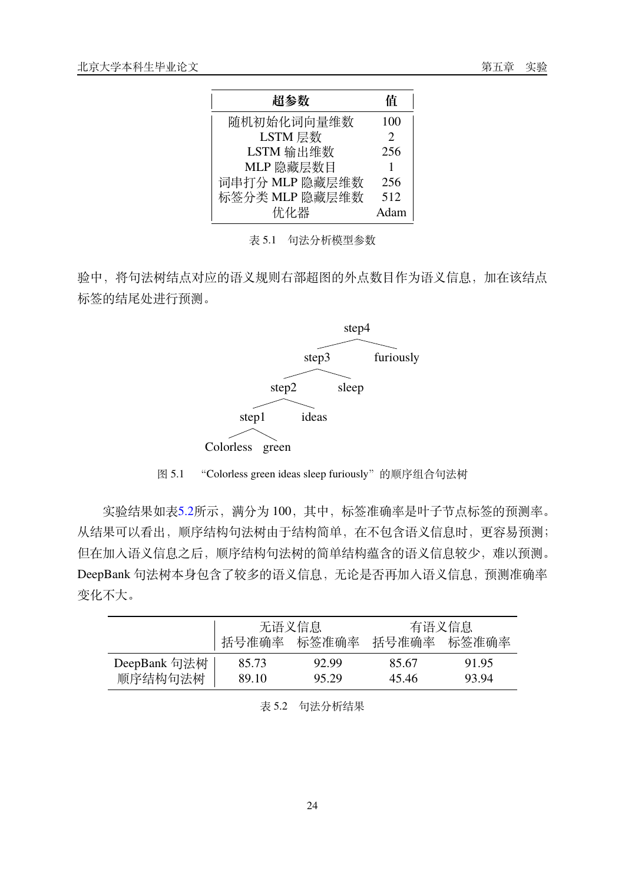| 超参数 | 值 |
|---|---|
| 随机初始化词向量维数 | 100 |
| LSTM 层数 | 2 |
| LSTM 输出维数 | 256 |
| MLP 隐藏层数目 | 1 |
| 词串打分 MLP 隐藏层维数 | 256 |
| 标签分类 MLP 隐藏层维数 | 512 |
| 优化器 | Adam |

表 5.1　句法分析模型参数

验中，将句法树结点对应的语义规则右部超图的外点数目作为语义信息，加在该结点标签的结尾处进行预测。

```
                    step4
                  /       \
              step3      furiously
             /     \
         step2     sleep
        /     \
    step1     ideas
   /     \
Colorless  green
```

图 5.1　“Colorless green ideas sleep furiously” 的顺序组合句法树

实验结果如表5.2所示，满分为 100，其中，标签准确率是叶子节点标签的预测率。从结果可以看出，顺序结构句法树由于结构简单，在不包含语义信息时，更容易预测；但在加入语义信息之后，顺序结构句法树的简单结构蕴含的语义信息较少，难以预测。DeepBank 句法树本身包含了较多的语义信息，无论是否再加入语义信息，预测准确率变化不大。

| | 无语义信息 | | 有语义信息 | |
|---|---|---|---|---|
| | 括号准确率 | 标签准确率 | 括号准确率 | 标签准确率 |
| DeepBank 句法树 | 85.73 | 92.99 | 85.67 | 91.95 |
| 顺序结构句法树 | 89.10 | 95.29 | 45.46 | 93.94 |

表 5.2　句法分析结果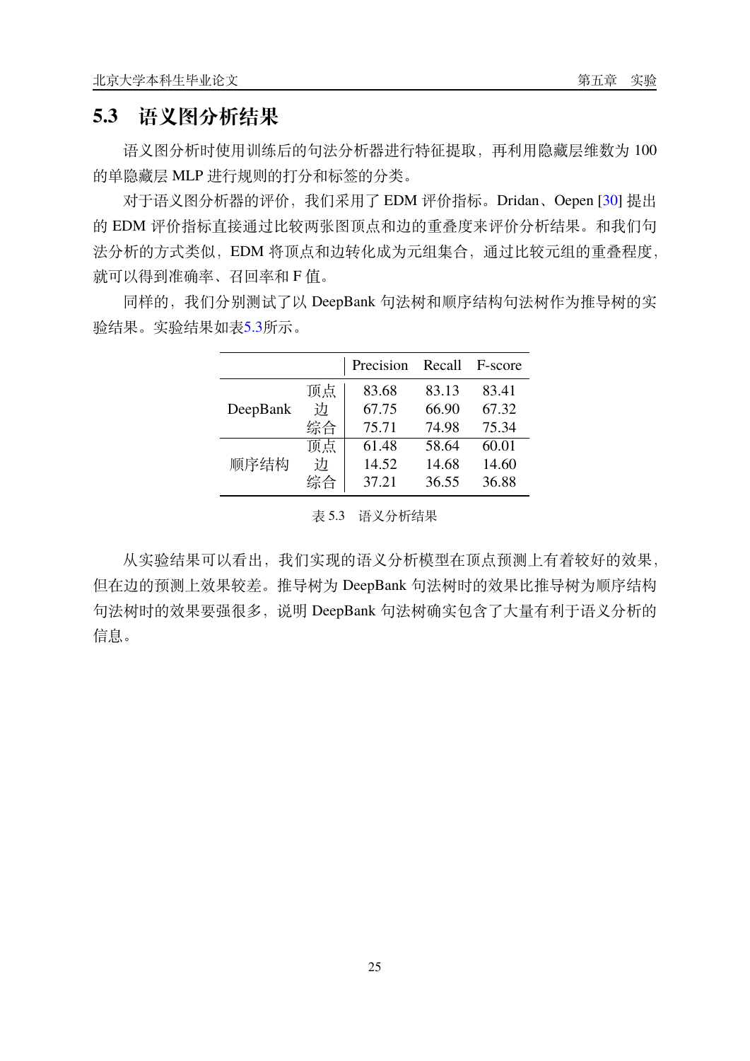## 5.3 语义图分析结果

语义图分析时使用训练后的句法分析器进行特征提取，再利用隐藏层维数为 100 的单隐藏层 MLP 进行规则的打分和标签的分类。

对于语义图分析器的评价，我们采用了 EDM 评价指标。Dridan、Oepen [30] 提出的 EDM 评价指标直接通过比较两张图顶点和边的重叠度来评价分析结果。和我们句法分析的方式类似，EDM 将顶点和边转化成为元组集合，通过比较元组的重叠程度，就可以得到准确率、召回率和 F 值。

同样的，我们分别测试了以 DeepBank 句法树和顺序结构句法树作为推导树的实验结果。实验结果如表5.3所示。

| | | Precision | Recall | F-score |
|---|---|---|---|---|
| DeepBank | 顶点 | 83.68 | 83.13 | 83.41 |
| | 边 | 67.75 | 66.90 | 67.32 |
| | 综合 | 75.71 | 74.98 | 75.34 |
| 顺序结构 | 顶点 | 61.48 | 58.64 | 60.01 |
| | 边 | 14.52 | 14.68 | 14.60 |
| | 综合 | 37.21 | 36.55 | 36.88 |

表 5.3 语义分析结果

从实验结果可以看出，我们实现的语义分析模型在顶点预测上有着较好的效果，但在边的预测上效果较差。推导树为 DeepBank 句法树时的效果比推导树为顺序结构句法树时的效果要强很多，说明 DeepBank 句法树确实包含了大量有利于语义分析的信息。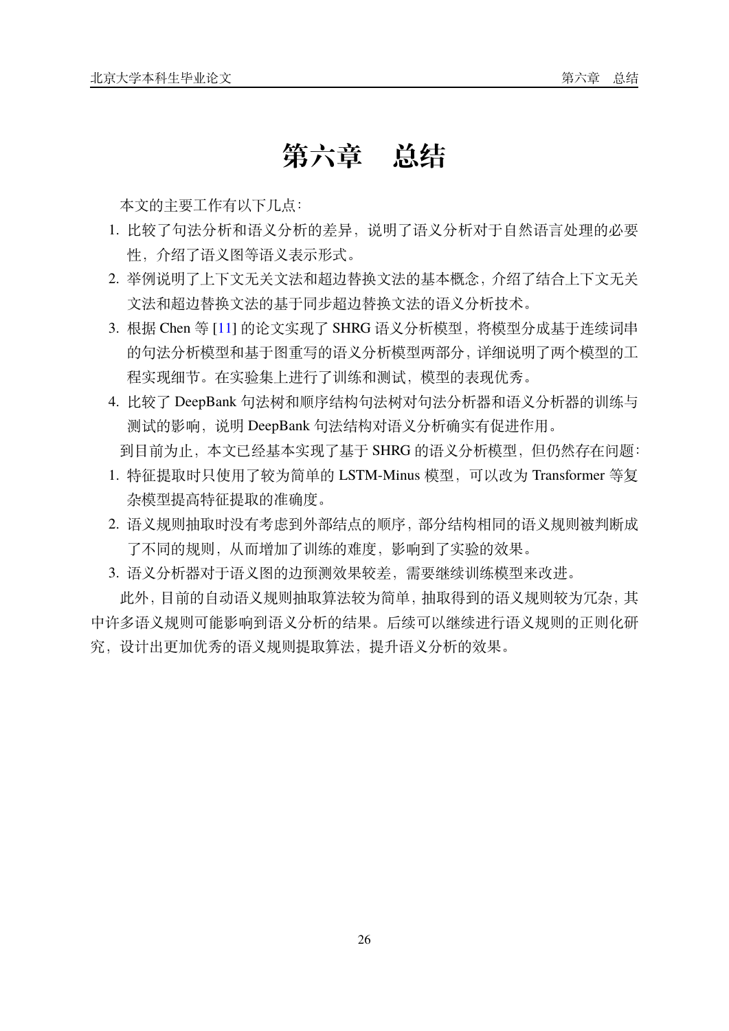# 第六章　总结

本文的主要工作有以下几点：

1. 比较了句法分析和语义分析的差异，说明了语义分析对于自然语言处理的必要性，介绍了语义图等语义表示形式。
2. 举例说明了上下文无关文法和超边替换文法的基本概念，介绍了结合上下文无关文法和超边替换文法的基于同步超边替换文法的语义分析技术。
3. 根据 Chen 等 [11] 的论文实现了 SHRG 语义分析模型，将模型分成基于连续词串的句法分析模型和基于图重写的语义分析模型两部分，详细说明了两个模型的工程实现细节。在实验集上进行了训练和测试，模型的表现优秀。
4. 比较了 DeepBank 句法树和顺序结构句法树对句法分析器和语义分析器的训练与测试的影响，说明 DeepBank 句法结构对语义分析确实有促进作用。

到目前为止，本文已经基本实现了基于 SHRG 的语义分析模型，但仍然存在问题：

1. 特征提取时只使用了较为简单的 LSTM-Minus 模型，可以改为 Transformer 等复杂模型提高特征提取的准确度。
2. 语义规则抽取时没有考虑到外部结点的顺序，部分结构相同的语义规则被判断成了不同的规则，从而增加了训练的难度，影响到了实验的效果。
3. 语义分析器对于语义图的边预测效果较差，需要继续训练模型来改进。

此外，目前的自动语义规则抽取算法较为简单，抽取得到的语义规则较为冗杂，其中许多语义规则可能影响到语义分析的结果。后续可以继续进行语义规则的正则化研究，设计出更加优秀的语义规则提取算法，提升语义分析的效果。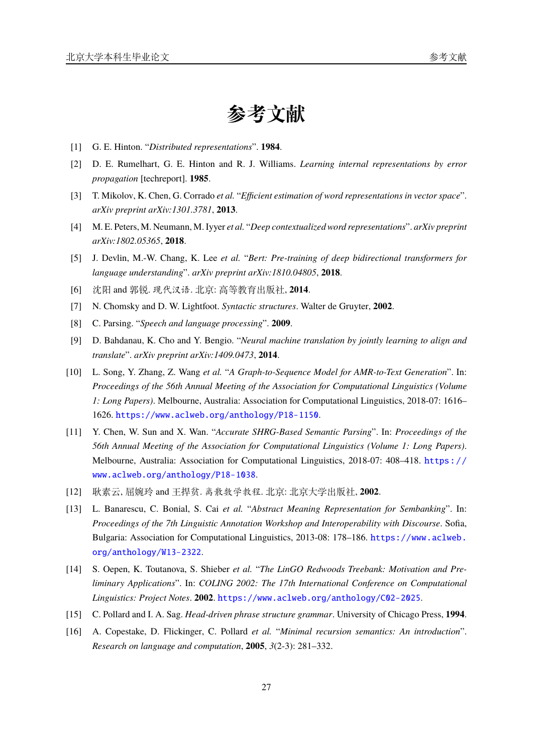# 参考文献

[1] G. E. Hinton. “*Distributed representations*”. **1984**.

[2] D. E. Rumelhart, G. E. Hinton and R. J. Williams. *Learning internal representations by error propagation* [techreport]. **1985**.

[3] T. Mikolov, K. Chen, G. Corrado *et al.* “*Efficient estimation of word representations in vector space*”. *arXiv preprint arXiv:1301.3781*, **2013**.

[4] M. E. Peters, M. Neumann, M. Iyyer *et al.* “*Deep contextualized word representations*”. *arXiv preprint arXiv:1802.05365*, **2018**.

[5] J. Devlin, M.-W. Chang, K. Lee *et al.* “*Bert: Pre-training of deep bidirectional transformers for language understanding*”. *arXiv preprint arXiv:1810.04805*, **2018**.

[6] 沈阳 and 郭锐. *现代汉语*. 北京: 高等教育出版社, **2014**.

[7] N. Chomsky and D. W. Lightfoot. *Syntactic structures*. Walter de Gruyter, **2002**.

[8] C. Parsing. “*Speech and language processing*”. **2009**.

[9] D. Bahdanau, K. Cho and Y. Bengio. “*Neural machine translation by jointly learning to align and translate*”. *arXiv preprint arXiv:1409.0473*, **2014**.

[10] L. Song, Y. Zhang, Z. Wang *et al.* “*A Graph-to-Sequence Model for AMR-to-Text Generation*”. In: *Proceedings of the 56th Annual Meeting of the Association for Computational Linguistics (Volume 1: Long Papers)*. Melbourne, Australia: Association for Computational Linguistics, 2018-07: 1616–1626. https://www.aclweb.org/anthology/P18-1150.

[11] Y. Chen, W. Sun and X. Wan. “*Accurate SHRG-Based Semantic Parsing*”. In: *Proceedings of the 56th Annual Meeting of the Association for Computational Linguistics (Volume 1: Long Papers)*. Melbourne, Australia: Association for Computational Linguistics, 2018-07: 408–418. https://www.aclweb.org/anthology/P18-1038.

[12] 耿素云, 屈婉玲 and 王捍贫. *离散数学教程*. 北京: 北京大学出版社, **2002**.

[13] L. Banarescu, C. Bonial, S. Cai *et al.* “*Abstract Meaning Representation for Sembanking*”. In: *Proceedings of the 7th Linguistic Annotation Workshop and Interoperability with Discourse*. Sofia, Bulgaria: Association for Computational Linguistics, 2013-08: 178–186. https://www.aclweb.org/anthology/W13-2322.

[14] S. Oepen, K. Toutanova, S. Shieber *et al.* “*The LinGO Redwoods Treebank: Motivation and Preliminary Applications*”. In: *COLING 2002: The 17th International Conference on Computational Linguistics: Project Notes*. **2002**. https://www.aclweb.org/anthology/C02-2025.

[15] C. Pollard and I. A. Sag. *Head-driven phrase structure grammar*. University of Chicago Press, **1994**.

[16] A. Copestake, D. Flickinger, C. Pollard *et al.* “*Minimal recursion semantics: An introduction*”. *Research on language and computation*, **2005**, *3*(2-3): 281–332.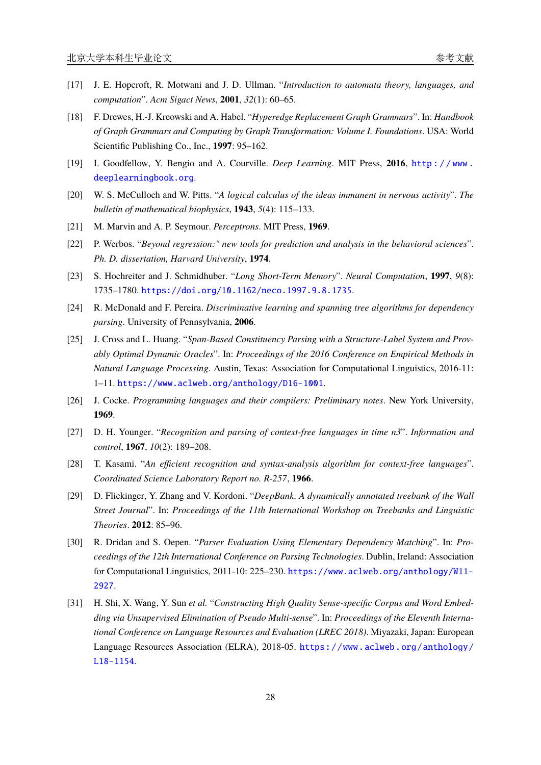[17] J. E. Hopcroft, R. Motwani and J. D. Ullman. "*Introduction to automata theory, languages, and computation*". *Acm Sigact News*, **2001**, *32*(1): 60–65.

[18] F. Drewes, H.-J. Kreowski and A. Habel. "*Hyperedge Replacement Graph Grammars*". In: *Handbook of Graph Grammars and Computing by Graph Transformation: Volume I. Foundations*. USA: World Scientific Publishing Co., Inc., **1997**: 95–162.

[19] I. Goodfellow, Y. Bengio and A. Courville. *Deep Learning*. MIT Press, **2016**, http://www.deeplearningbook.org.

[20] W. S. McCulloch and W. Pitts. "*A logical calculus of the ideas immanent in nervous activity*". *The bulletin of mathematical biophysics*, **1943**, *5*(4): 115–133.

[21] M. Marvin and A. P. Seymour. *Perceptrons*. MIT Press, **1969**.

[22] P. Werbos. "*Beyond regression:" new tools for prediction and analysis in the behavioral sciences*". *Ph. D. dissertation, Harvard University*, **1974**.

[23] S. Hochreiter and J. Schmidhuber. "*Long Short-Term Memory*". *Neural Computation*, **1997**, *9*(8): 1735–1780. https://doi.org/10.1162/neco.1997.9.8.1735.

[24] R. McDonald and F. Pereira. *Discriminative learning and spanning tree algorithms for dependency parsing*. University of Pennsylvania, **2006**.

[25] J. Cross and L. Huang. "*Span-Based Constituency Parsing with a Structure-Label System and Provably Optimal Dynamic Oracles*". In: *Proceedings of the 2016 Conference on Empirical Methods in Natural Language Processing*. Austin, Texas: Association for Computational Linguistics, 2016-11: 1–11. https://www.aclweb.org/anthology/D16-1001.

[26] J. Cocke. *Programming languages and their compilers: Preliminary notes*. New York University, **1969**.

[27] D. H. Younger. "*Recognition and parsing of context-free languages in time n3*". *Information and control*, **1967**, *10*(2): 189–208.

[28] T. Kasami. "*An efficient recognition and syntax-analysis algorithm for context-free languages*". *Coordinated Science Laboratory Report no. R-257*, **1966**.

[29] D. Flickinger, Y. Zhang and V. Kordoni. "*DeepBank. A dynamically annotated treebank of the Wall Street Journal*". In: *Proceedings of the 11th International Workshop on Treebanks and Linguistic Theories*. **2012**: 85–96.

[30] R. Dridan and S. Oepen. "*Parser Evaluation Using Elementary Dependency Matching*". In: *Proceedings of the 12th International Conference on Parsing Technologies*. Dublin, Ireland: Association for Computational Linguistics, 2011-10: 225–230. https://www.aclweb.org/anthology/W11-2927.

[31] H. Shi, X. Wang, Y. Sun *et al.* "*Constructing High Quality Sense-specific Corpus and Word Embedding via Unsupervised Elimination of Pseudo Multi-sense*". In: *Proceedings of the Eleventh International Conference on Language Resources and Evaluation (LREC 2018)*. Miyazaki, Japan: European Language Resources Association (ELRA), 2018-05. https://www.aclweb.org/anthology/L18-1154.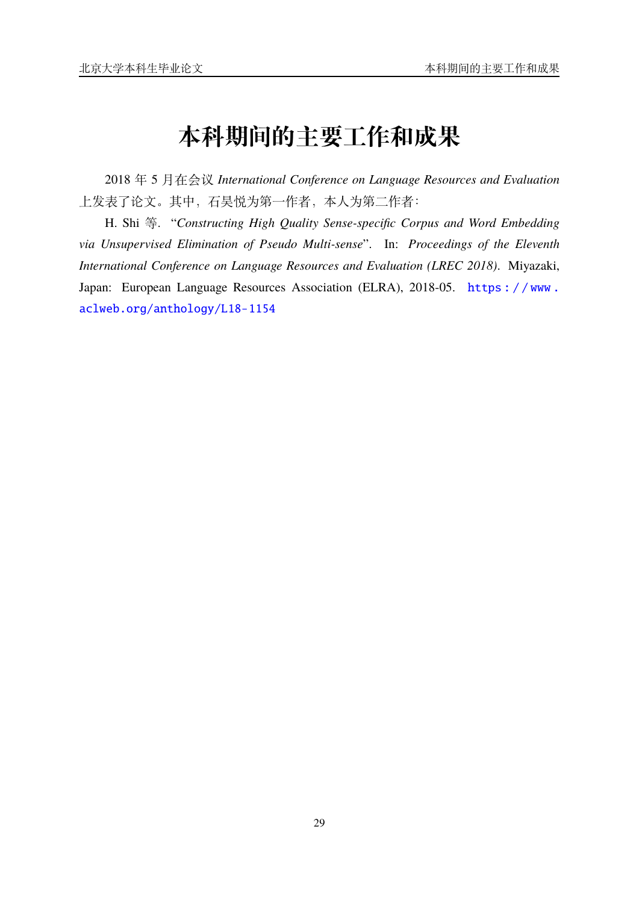# 本科期间的主要工作和成果

2018 年 5 月在会议 *International Conference on Language Resources and Evaluation* 上发表了论文。其中，石昊悦为第一作者，本人为第二作者：

H. Shi 等. "*Constructing High Quality Sense-specific Corpus and Word Embedding via Unsupervised Elimination of Pseudo Multi-sense*". In: *Proceedings of the Eleventh International Conference on Language Resources and Evaluation (LREC 2018)*. Miyazaki, Japan: European Language Resources Association (ELRA), 2018-05. https://www.aclweb.org/anthology/L18-1154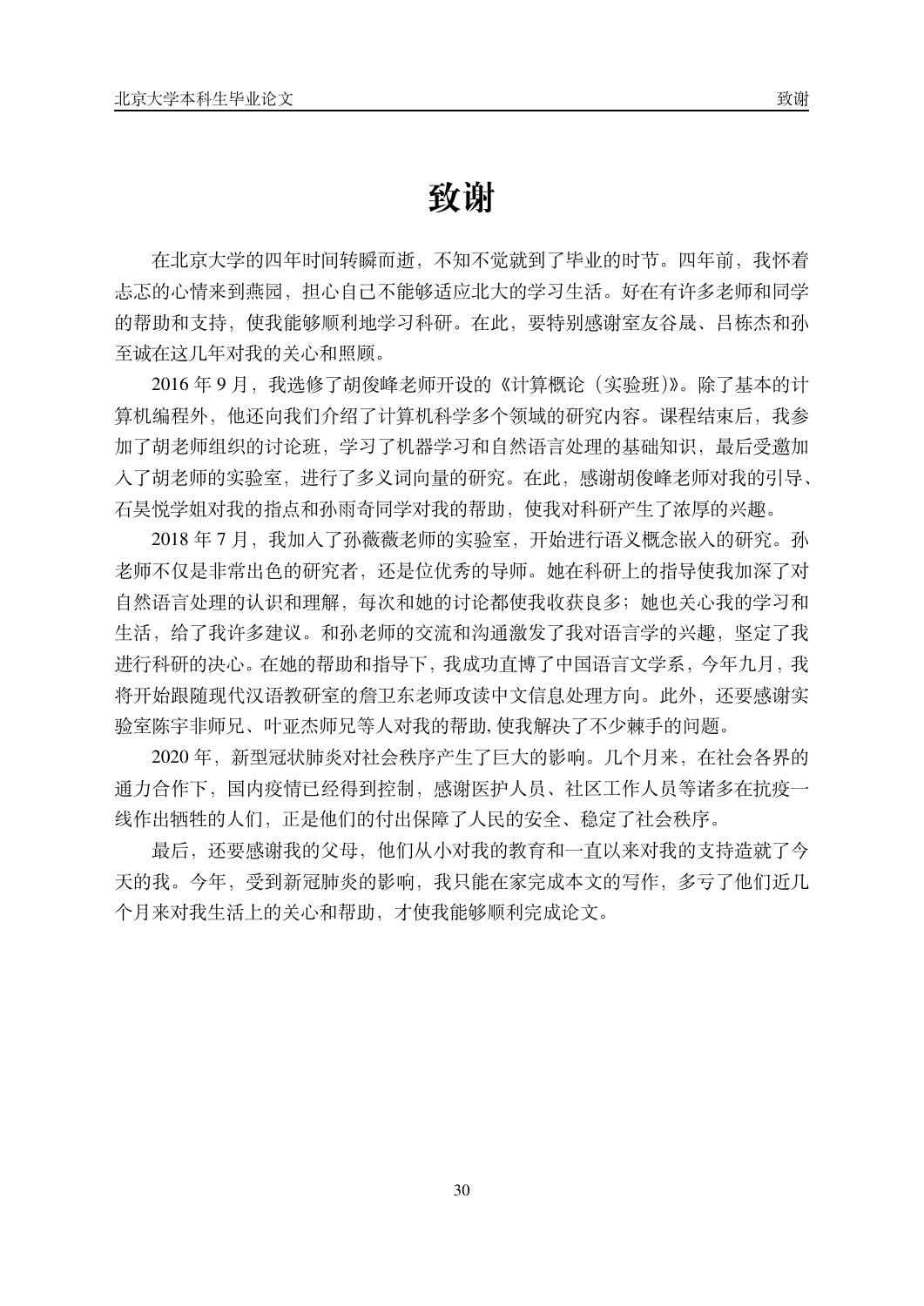# 致谢

在北京大学的四年时间转瞬而逝，不知不觉就到了毕业的时节。四年前，我怀着忐忑的心情来到燕园，担心自己不能够适应北大的学习生活。好在有许多老师和同学的帮助和支持，使我能够顺利地学习科研。在此，要特别感谢室友谷晟、吕栋杰和孙至诚在这几年对我的关心和照顾。

2016 年 9 月，我选修了胡俊峰老师开设的《计算概论（实验班）》。除了基本的计算机编程外，他还向我们介绍了计算机科学多个领域的研究内容。课程结束后，我参加了胡老师组织的讨论班，学习了机器学习和自然语言处理的基础知识，最后受邀加入了胡老师的实验室，进行了多义词向量的研究。在此，感谢胡俊峰老师对我的引导、石昊悦学姐对我的指点和孙雨奇同学对我的帮助，使我对科研产生了浓厚的兴趣。

2018 年 7 月，我加入了孙薇薇老师的实验室，开始进行语义概念嵌入的研究。孙老师不仅是非常出色的研究者，还是位优秀的导师。她在科研上的指导使我加深了对自然语言处理的认识和理解，每次和她的讨论都使我收获良多；她也关心我的学习和生活，给了我许多建议。和孙老师的交流和沟通激发了我对语言学的兴趣，坚定了我进行科研的决心。在她的帮助和指导下，我成功直博了中国语言文学系，今年九月，我将开始跟随现代汉语教研室的詹卫东老师攻读中文信息处理方向。此外，还要感谢实验室陈宇非师兄、叶亚杰师兄等人对我的帮助，使我解决了不少棘手的问题。

2020 年，新型冠状肺炎对社会秩序产生了巨大的影响。几个月来，在社会各界的通力合作下，国内疫情已经得到控制，感谢医护人员、社区工作人员等诸多在抗疫一线作出牺牲的人们，正是他们的付出保障了人民的安全、稳定了社会秩序。

最后，还要感谢我的父母，他们从小对我的教育和一直以来对我的支持造就了今天的我。今年，受到新冠肺炎的影响，我只能在家完成本文的写作，多亏了他们近几个月来对我生活上的关心和帮助，才使我能够顺利完成论文。